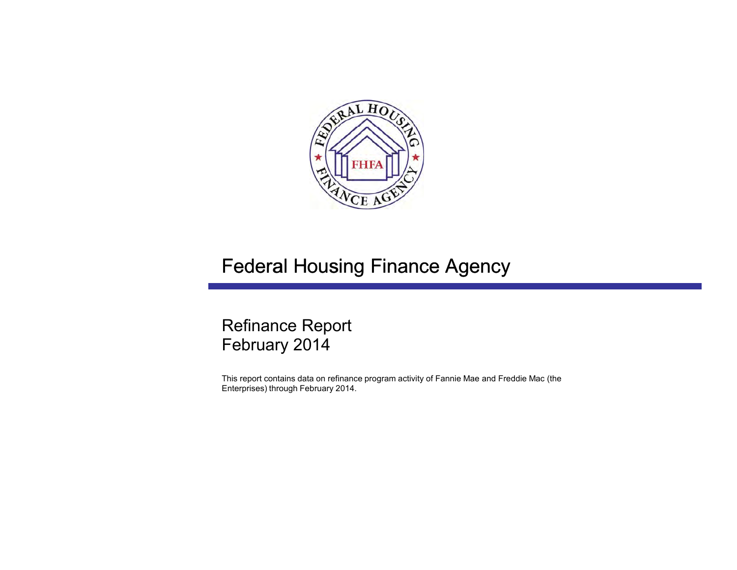# Federal Housing Finance Agency

## Refinance Report
## February 2014

This report contains data on refinance program activity of Fannie Mae and Freddie Mac (the Enterprises) through February 2014.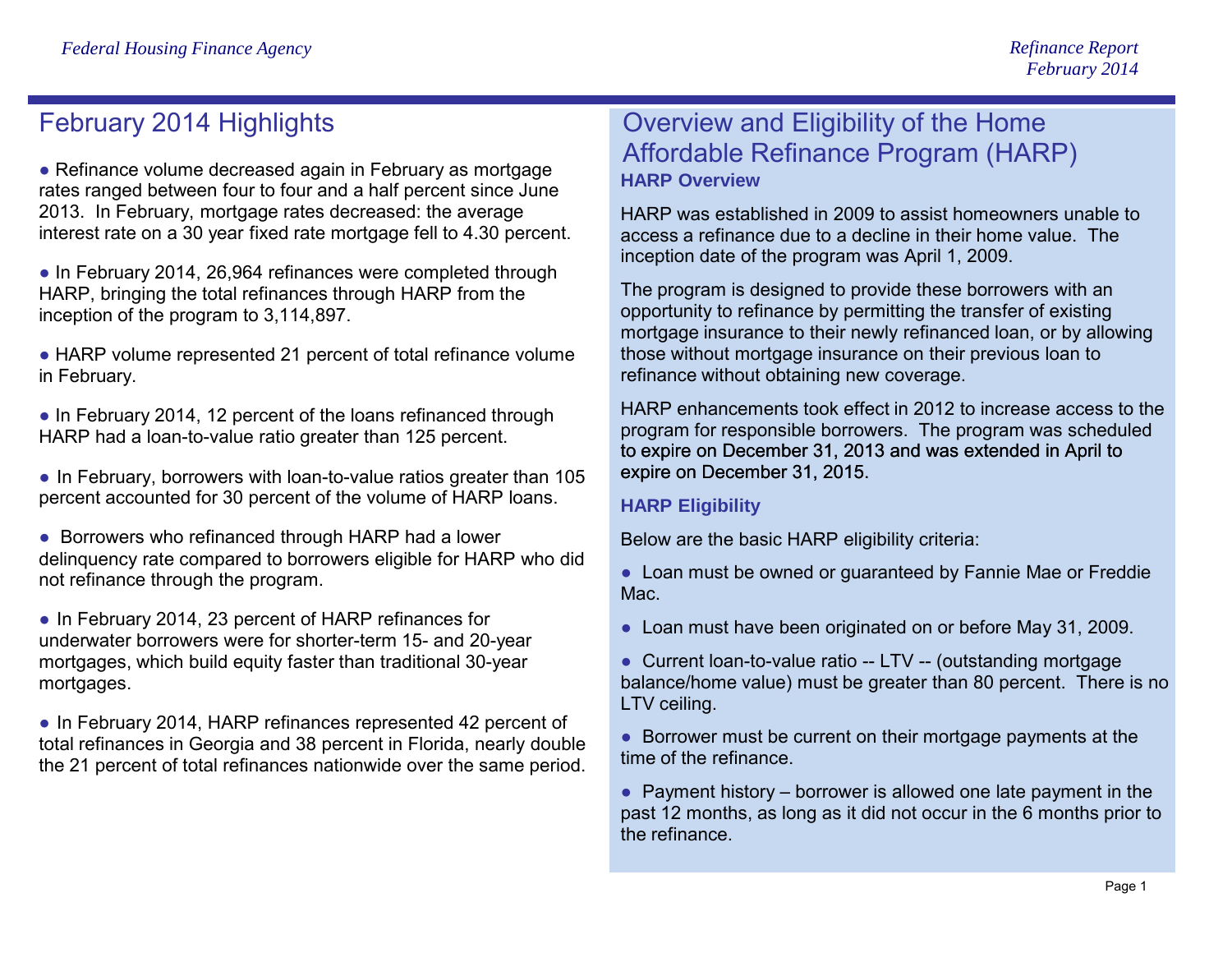## February 2014 Highlights

- Refinance volume decreased again in February as mortgage rates ranged between four to four and a half percent since June 2013. In February, mortgage rates decreased: the average interest rate on a 30 year fixed rate mortgage fell to 4.30 percent.

- In February 2014, 26,964 refinances were completed through HARP, bringing the total refinances through HARP from the inception of the program to 3,114,897.

- HARP volume represented 21 percent of total refinance volume in February.

- In February 2014, 12 percent of the loans refinanced through HARP had a loan-to-value ratio greater than 125 percent.

- In February, borrowers with loan-to-value ratios greater than 105 percent accounted for 30 percent of the volume of HARP loans.

- Borrowers who refinanced through HARP had a lower delinquency rate compared to borrowers eligible for HARP who did not refinance through the program.

- In February 2014, 23 percent of HARP refinances for underwater borrowers were for shorter-term 15- and 20-year mortgages, which build equity faster than traditional 30-year mortgages.

- In February 2014, HARP refinances represented 42 percent of total refinances in Georgia and 38 percent in Florida, nearly double the 21 percent of total refinances nationwide over the same period.

## Overview and Eligibility of the Home Affordable Refinance Program (HARP)

### HARP Overview

HARP was established in 2009 to assist homeowners unable to access a refinance due to a decline in their home value. The inception date of the program was April 1, 2009.

The program is designed to provide these borrowers with an opportunity to refinance by permitting the transfer of existing mortgage insurance to their newly refinanced loan, or by allowing those without mortgage insurance on their previous loan to refinance without obtaining new coverage.

HARP enhancements took effect in 2012 to increase access to the program for responsible borrowers. The program was scheduled to expire on December 31, 2013 and was extended in April to expire on December 31, 2015.

### HARP Eligibility

Below are the basic HARP eligibility criteria:

- Loan must be owned or guaranteed by Fannie Mae or Freddie Mac.

- Loan must have been originated on or before May 31, 2009.

- Current loan-to-value ratio -- LTV -- (outstanding mortgage balance/home value) must be greater than 80 percent. There is no LTV ceiling.

- Borrower must be current on their mortgage payments at the time of the refinance.

- Payment history – borrower is allowed one late payment in the past 12 months, as long as it did not occur in the 6 months prior to the refinance.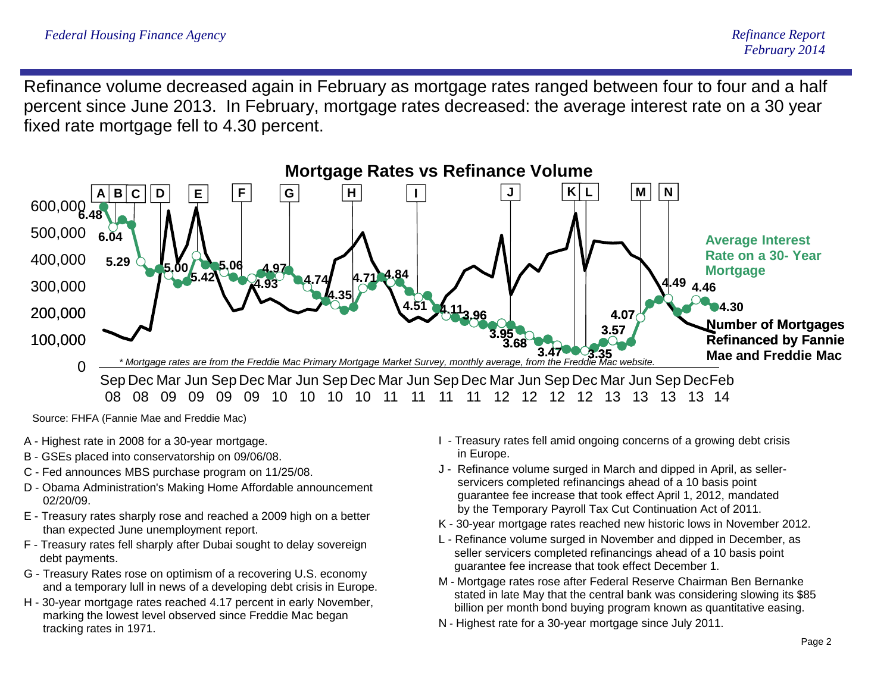Refinance volume decreased again in February as mortgage rates ranged between four to four and a half percent since June 2013. In February, mortgage rates decreased: the average interest rate on a 30 year fixed rate mortgage fell to 4.30 percent.

**Mortgage Rates vs Refinance Volume**

*\* Mortgage rates are from the Freddie Mac Primary Mortgage Market Survey, monthly average, from the Freddie Mac website.*

Source: FHFA (Fannie Mae and Freddie Mac)

A - Highest rate in 2008 for a 30-year mortgage.

B - GSEs placed into conservatorship on 09/06/08.

C - Fed announces MBS purchase program on 11/25/08.

D - Obama Administration's Making Home Affordable announcement 02/20/09.

E - Treasury rates sharply rose and reached a 2009 high on a better than expected June unemployment report.

F - Treasury rates fell sharply after Dubai sought to delay sovereign debt payments.

G - Treasury Rates rose on optimism of a recovering U.S. economy and a temporary lull in news of a developing debt crisis in Europe.

H - 30-year mortgage rates reached 4.17 percent in early November, marking the lowest level observed since Freddie Mac began tracking rates in 1971.

I - Treasury rates fell amid ongoing concerns of a growing debt crisis in Europe.

J - Refinance volume surged in March and dipped in April, as seller-servicers completed refinancings ahead of a 10 basis point guarantee fee increase that took effect April 1, 2012, mandated by the Temporary Payroll Tax Cut Continuation Act of 2011.

K - 30-year mortgage rates reached new historic lows in November 2012.

L - Refinance volume surged in November and dipped in December, as seller servicers completed refinancings ahead of a 10 basis point guarantee fee increase that took effect December 1.

M - Mortgage rates rose after Federal Reserve Chairman Ben Bernanke stated in late May that the central bank was considering slowing its $85 billion per month bond buying program known as quantitative easing.

N - Highest rate for a 30-year mortgage since July 2011.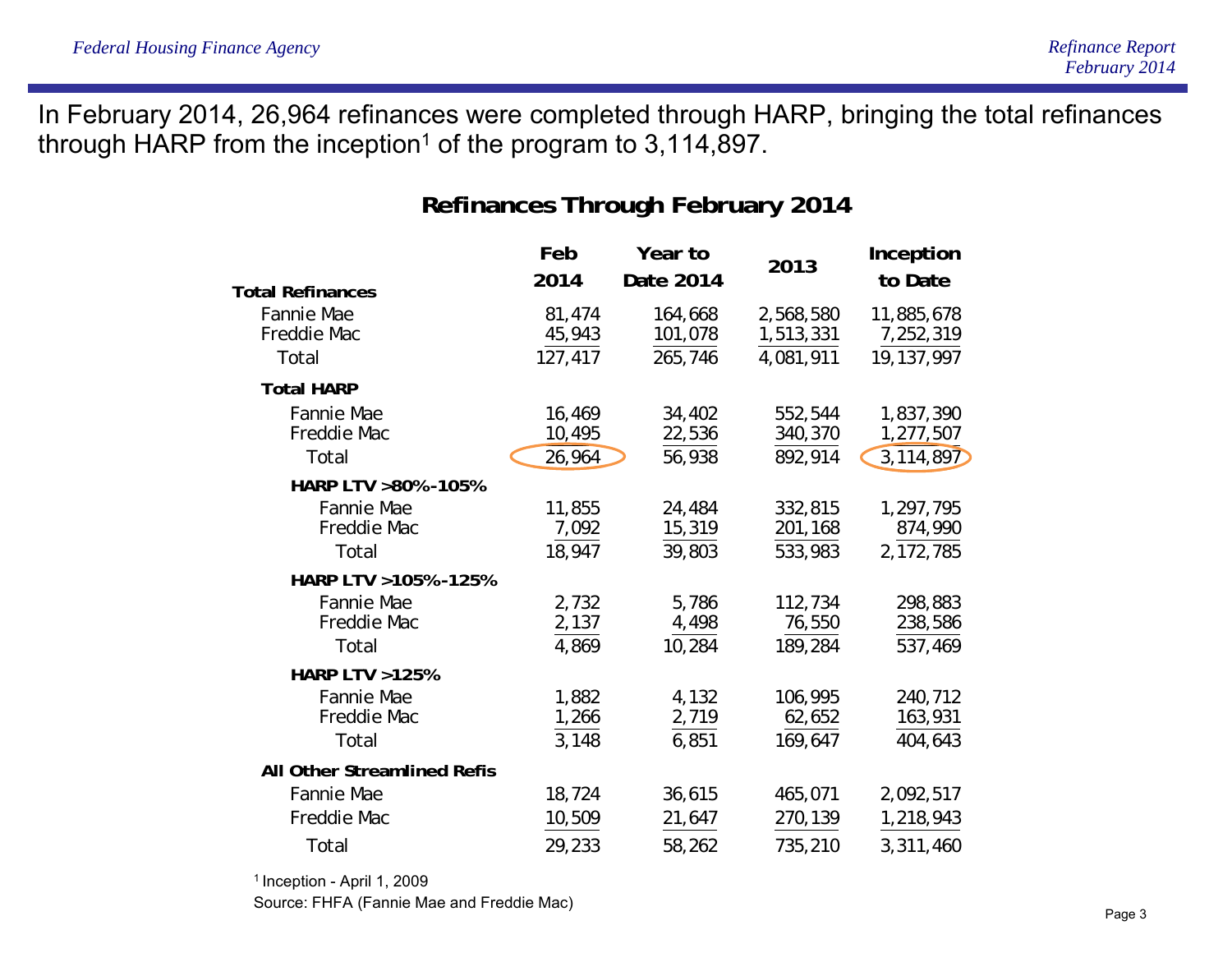In February 2014, 26,964 refinances were completed through HARP, bringing the total refinances through HARP from the inception[1] of the program to 3,114,897.

## Refinances Through February 2014

| | Feb 2014 | Year to Date 2014 | 2013 | Inception to Date |
|---|---|---|---|---|
| **Total Refinances** | | | | |
| Fannie Mae | 81,474 | 164,668 | 2,568,580 | 11,885,678 |
| Freddie Mac | 45,943 | 101,078 | 1,513,331 | 7,252,319 |
| Total | 127,417 | 265,746 | 4,081,911 | 19,137,997 |
| **Total HARP** | | | | |
| Fannie Mae | 16,469 | 34,402 | 552,544 | 1,837,390 |
| Freddie Mac | 10,495 | 22,536 | 340,370 | 1,277,507 |
| Total | 26,964 | 56,938 | 892,914 | 3,114,897 |
| **HARP LTV >80%-105%** | | | | |
| Fannie Mae | 11,855 | 24,484 | 332,815 | 1,297,795 |
| Freddie Mac | 7,092 | 15,319 | 201,168 | 874,990 |
| Total | 18,947 | 39,803 | 533,983 | 2,172,785 |
| **HARP LTV >105%-125%** | | | | |
| Fannie Mae | 2,732 | 5,786 | 112,734 | 298,883 |
| Freddie Mac | 2,137 | 4,498 | 76,550 | 238,586 |
| Total | 4,869 | 10,284 | 189,284 | 537,469 |
| **HARP LTV >125%** | | | | |
| Fannie Mae | 1,882 | 4,132 | 106,995 | 240,712 |
| Freddie Mac | 1,266 | 2,719 | 62,652 | 163,931 |
| Total | 3,148 | 6,851 | 169,647 | 404,643 |
| **All Other Streamlined Refis** | | | | |
| Fannie Mae | 18,724 | 36,615 | 465,071 | 2,092,517 |
| Freddie Mac | 10,509 | 21,647 | 270,139 | 1,218,943 |
| Total | 29,233 | 58,262 | 735,210 | 3,311,460 |

[1] Inception - April 1, 2009

Source: FHFA (Fannie Mae and Freddie Mac)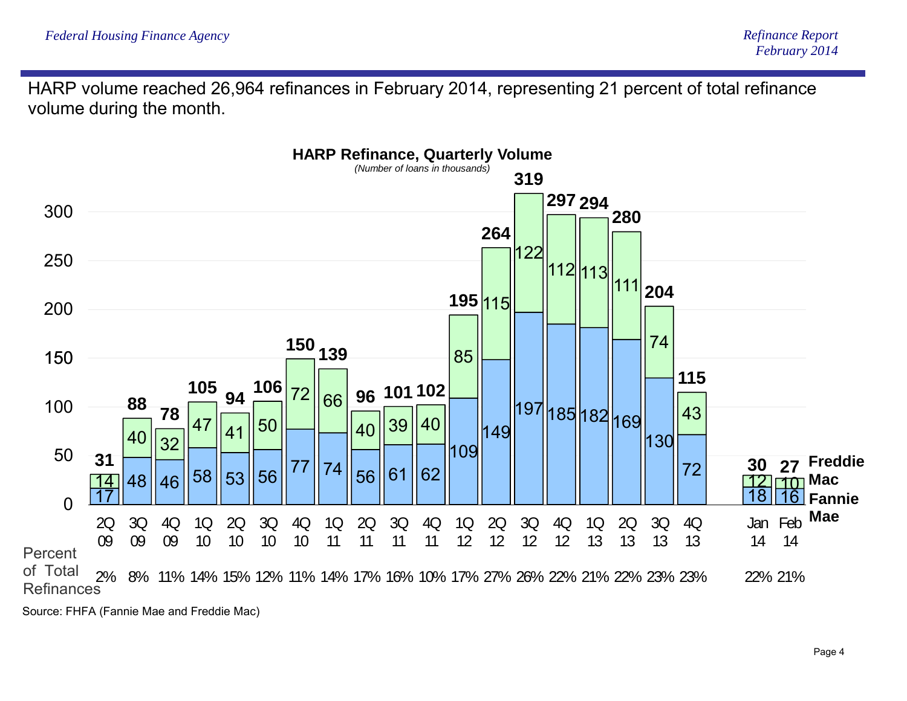HARP volume reached 26,964 refinances in February 2014, representing 21 percent of total refinance volume during the month.

**HARP Refinance, Quarterly Volume**

*(Number of loans in thousands)*

| Period | Fannie Mae | Freddie Mac | Total | Percent of Total Refinances |
|---|---|---|---|---|
| 2Q 09 | 17 | 14 | 31 | 2% |
| 3Q 09 | 48 | 40 | 88 | 8% |
| 4Q 09 | 46 | 32 | 78 | 11% |
| 1Q 10 | 58 | 47 | 105 | 14% |
| 2Q 10 | 53 | 41 | 94 | 15% |
| 3Q 10 | 56 | 50 | 106 | 12% |
| 4Q 10 | 77 | 72 | 150 | 11% |
| 1Q 11 | 74 | 66 | 139 | 14% |
| 2Q 11 | 56 | 40 | 96 | 17% |
| 3Q 11 | 61 | 39 | 101 | 16% |
| 4Q 11 | 62 | 40 | 102 | 10% |
| 1Q 12 | 109 | 85 | 195 | 17% |
| 2Q 12 | 149 | 115 | 264 | 27% |
| 3Q 12 | 197 | 122 | 319 | 26% |
| 4Q 12 | 185 | 112 | 297 | 22% |
| 1Q 13 | 182 | 113 | 294 | 21% |
| 2Q 13 | 169 | 111 | 280 | 22% |
| 3Q 13 | 130 | 74 | 204 | 23% |
| 4Q 13 | 72 | 43 | 115 | 23% |
| Jan 14 | 18 | 12 | 30 | 22% |
| Feb 14 | 16 | 10 | 27 | 21% |

Source: FHFA (Fannie Mae and Freddie Mac)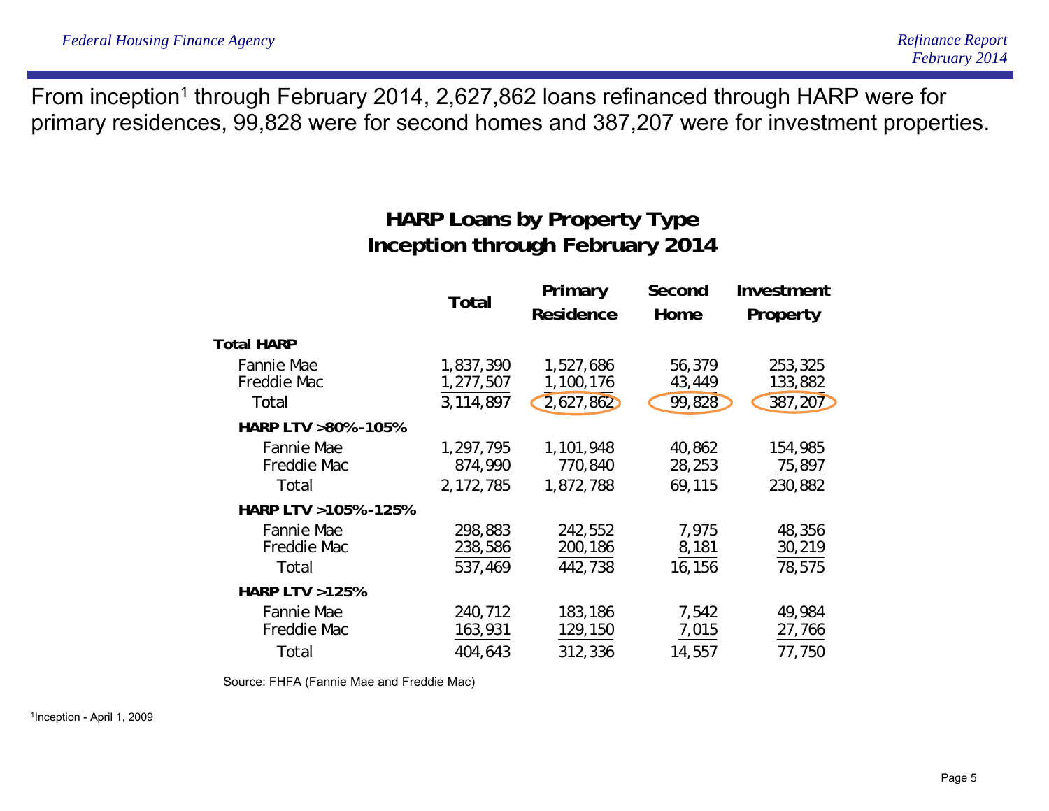From inception[1] through February 2014, 2,627,862 loans refinanced through HARP were for primary residences, 99,828 were for second homes and 387,207 were for investment properties.

## HARP Loans by Property Type
## Inception through February 2014

| | Total | Primary Residence | Second Home | Investment Property |
|---|---|---|---|---|
| **Total HARP** | | | | |
| Fannie Mae | 1,837,390 | 1,527,686 | 56,379 | 253,325 |
| Freddie Mac | 1,277,507 | 1,100,176 | 43,449 | 133,882 |
| Total | 3,114,897 | 2,627,862 | 99,828 | 387,207 |
| **HARP LTV >80%-105%** | | | | |
| Fannie Mae | 1,297,795 | 1,101,948 | 40,862 | 154,985 |
| Freddie Mac | 874,990 | 770,840 | 28,253 | 75,897 |
| Total | 2,172,785 | 1,872,788 | 69,115 | 230,882 |
| **HARP LTV >105%-125%** | | | | |
| Fannie Mae | 298,883 | 242,552 | 7,975 | 48,356 |
| Freddie Mac | 238,586 | 200,186 | 8,181 | 30,219 |
| Total | 537,469 | 442,738 | 16,156 | 78,575 |
| **HARP LTV >125%** | | | | |
| Fannie Mae | 240,712 | 183,186 | 7,542 | 49,984 |
| Freddie Mac | 163,931 | 129,150 | 7,015 | 27,766 |
| Total | 404,643 | 312,336 | 14,557 | 77,750 |

Source: FHFA (Fannie Mae and Freddie Mac)

[1]Inception - April 1, 2009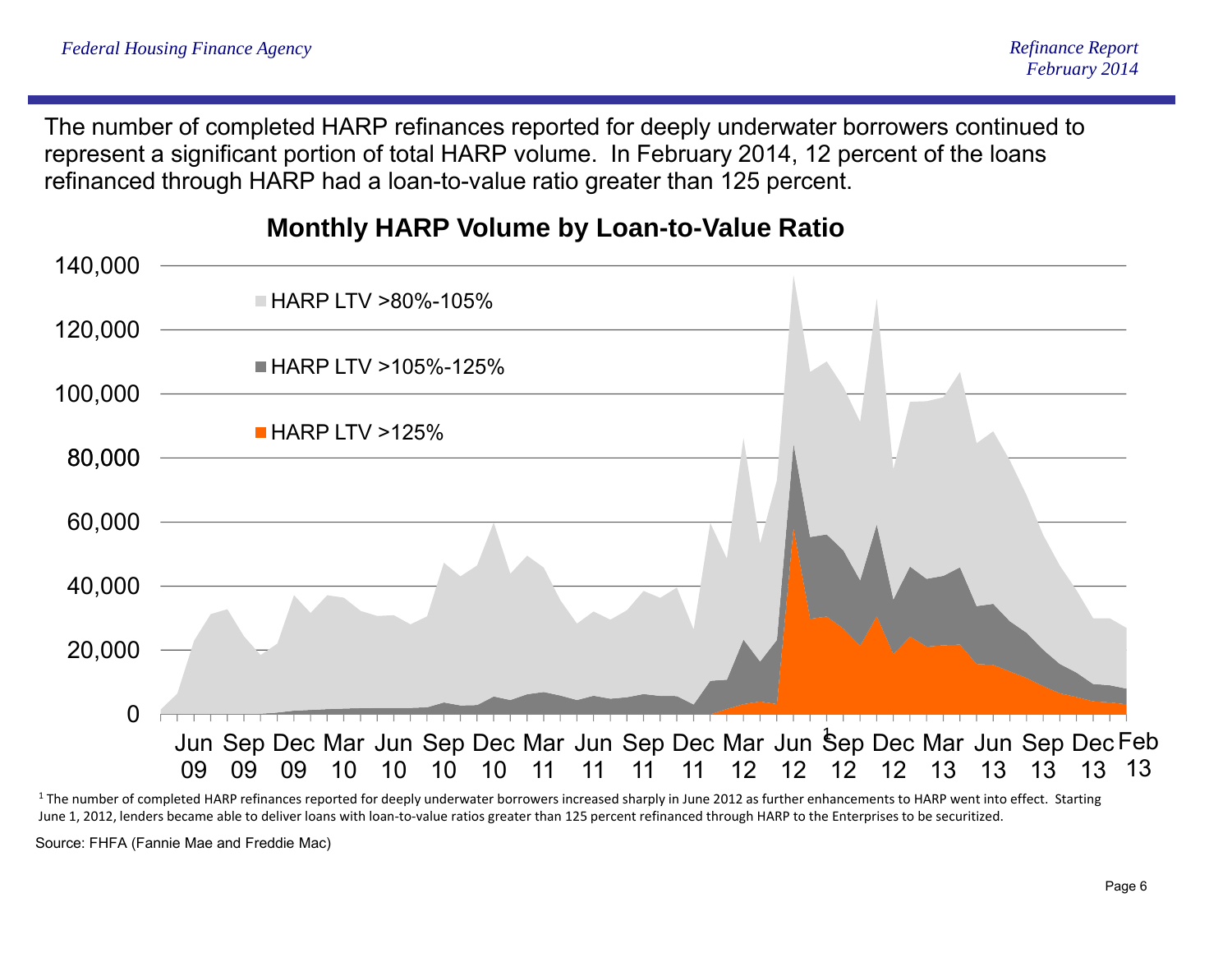The number of completed HARP refinances reported for deeply underwater borrowers continued to represent a significant portion of total HARP volume. In February 2014, 12 percent of the loans refinanced through HARP had a loan-to-value ratio greater than 125 percent.

**Monthly HARP Volume by Loan-to-Value Ratio**

[1] The number of completed HARP refinances reported for deeply underwater borrowers increased sharply in June 2012 as further enhancements to HARP went into effect. Starting June 1, 2012, lenders became able to deliver loans with loan-to-value ratios greater than 125 percent refinanced through HARP to the Enterprises to be securitized.

Source: FHFA (Fannie Mae and Freddie Mac)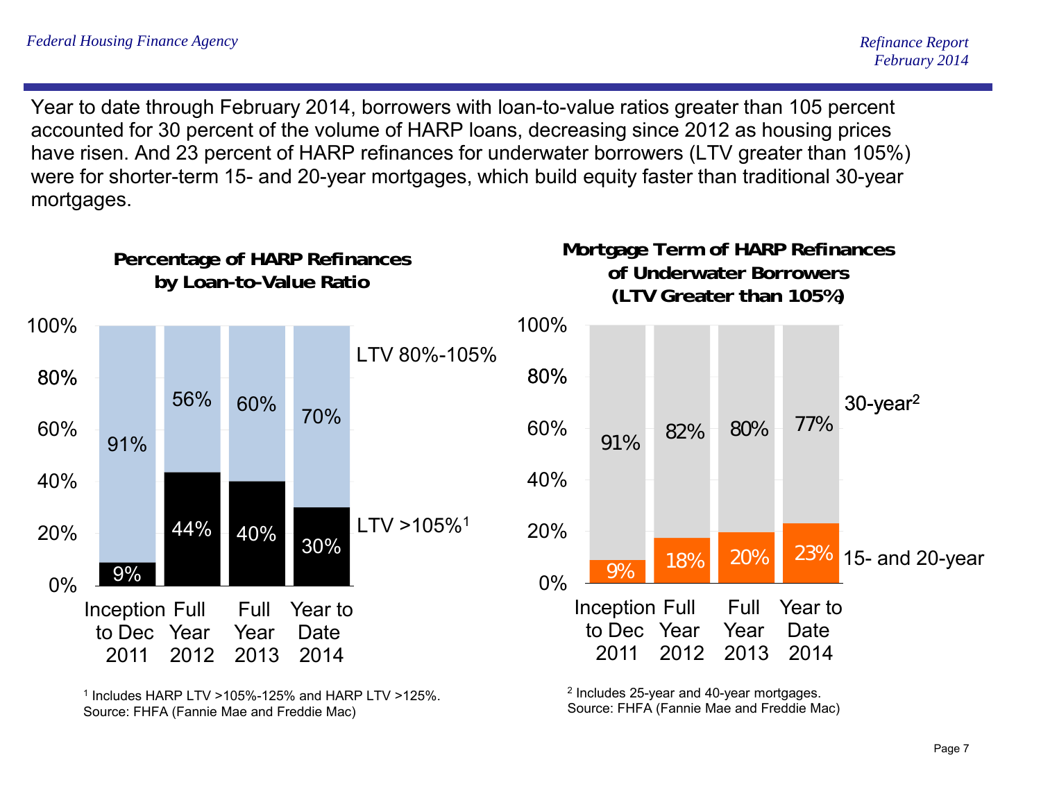Year to date through February 2014, borrowers with loan-to-value ratios greater than 105 percent accounted for 30 percent of the volume of HARP loans, decreasing since 2012 as housing prices have risen. And 23 percent of HARP refinances for underwater borrowers (LTV greater than 105%) were for shorter-term 15- and 20-year mortgages, which build equity faster than traditional 30-year mortgages.

**Percentage of HARP Refinances by Loan-to-Value Ratio**

| | Inception to Dec 2011 | Full Year 2012 | Full Year 2013 | Year to Date 2014 |
|---|---|---|---|---|
| LTV 80%-105% | 91% | 56% | 60% | 70% |
| LTV >105%[1] | 9% | 44% | 40% | 30% |

[1] Includes HARP LTV >105%-125% and HARP LTV >125%.
Source: FHFA (Fannie Mae and Freddie Mac)

**Mortgage Term of HARP Refinances of Underwater Borrowers (LTV Greater than 105%)**

| | Inception to Dec 2011 | Full Year 2012 | Full Year 2013 | Year to Date 2014 |
|---|---|---|---|---|
| 30-year[2] | 91% | 82% | 80% | 77% |
| 15- and 20-year | 9% | 18% | 20% | 23% |

[2] Includes 25-year and 40-year mortgages.
Source: FHFA (Fannie Mae and Freddie Mac)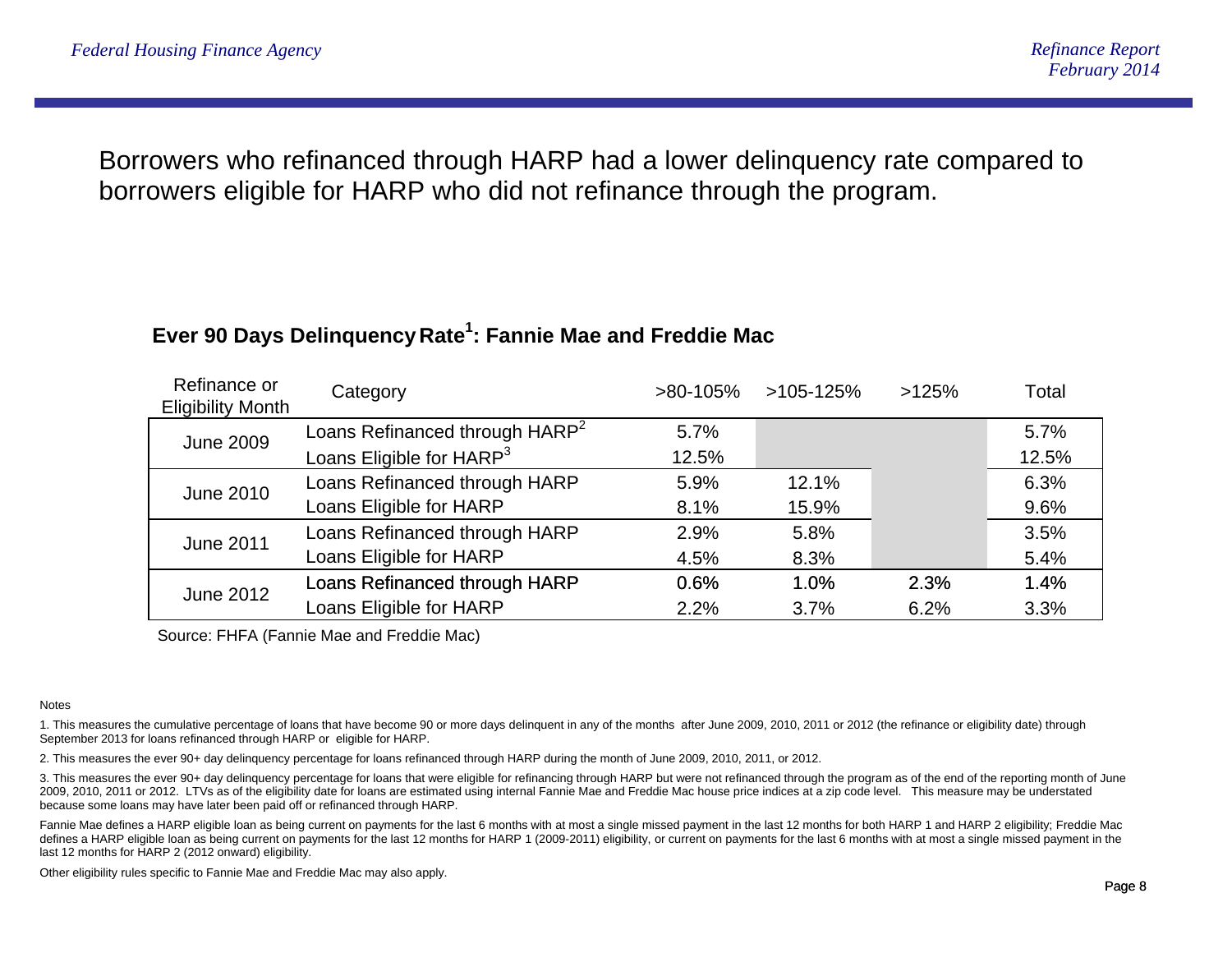Borrowers who refinanced through HARP had a lower delinquency rate compared to borrowers eligible for HARP who did not refinance through the program.

### Ever 90 Days Delinquency Rate[1]: Fannie Mae and Freddie Mac

| Refinance or Eligibility Month | Category | >80-105% | >105-125% | >125% | Total |
|---|---|---|---|---|---|
| June 2009 | Loans Refinanced through HARP[2] | 5.7% | | | 5.7% |
| | Loans Eligible for HARP[3] | 12.5% | | | 12.5% |
| June 2010 | Loans Refinanced through HARP | 5.9% | 12.1% | | 6.3% |
| | Loans Eligible for HARP | 8.1% | 15.9% | | 9.6% |
| June 2011 | Loans Refinanced through HARP | 2.9% | 5.8% | | 3.5% |
| | Loans Eligible for HARP | 4.5% | 8.3% | | 5.4% |
| June 2012 | Loans Refinanced through HARP | 0.6% | 1.0% | 2.3% | 1.4% |
| | Loans Eligible for HARP | 2.2% | 3.7% | 6.2% | 3.3% |

Source: FHFA (Fannie Mae and Freddie Mac)

Notes

1. This measures the cumulative percentage of loans that have become 90 or more days delinquent in any of the months after June 2009, 2010, 2011 or 2012 (the refinance or eligibility date) through September 2013 for loans refinanced through HARP or eligible for HARP.

2. This measures the ever 90+ day delinquency percentage for loans refinanced through HARP during the month of June 2009, 2010, 2011, or 2012.

3. This measures the ever 90+ day delinquency percentage for loans that were eligible for refinancing through HARP but were not refinanced through the program as of the end of the reporting month of June 2009, 2010, 2011 or 2012. LTVs as of the eligibility date for loans are estimated using internal Fannie Mae and Freddie Mac house price indices at a zip code level. This measure may be understated because some loans may have later been paid off or refinanced through HARP.

Fannie Mae defines a HARP eligible loan as being current on payments for the last 6 months with at most a single missed payment in the last 12 months for both HARP 1 and HARP 2 eligibility; Freddie Mac defines a HARP eligible loan as being current on payments for the last 12 months for HARP 1 (2009-2011) eligibility, or current on payments for the last 6 months with at most a single missed payment in the last 12 months for HARP 2 (2012 onward) eligibility.

Other eligibility rules specific to Fannie Mae and Freddie Mac may also apply.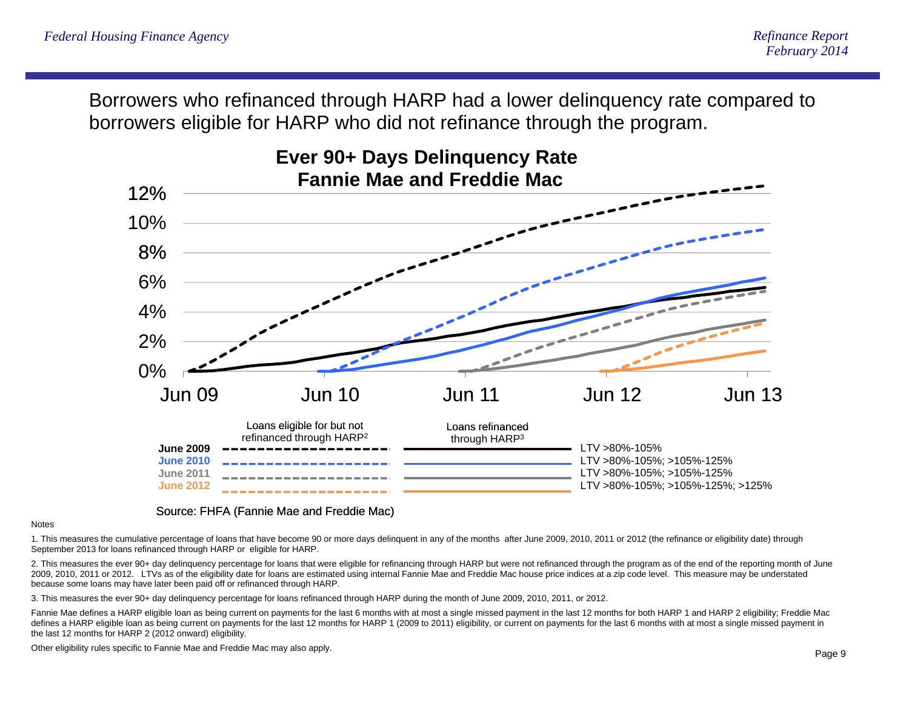Borrowers who refinanced through HARP had a lower delinquency rate compared to borrowers eligible for HARP who did not refinance through the program.

**Ever 90+ Days Delinquency Rate**
**Fannie Mae and Freddie Mac**

| | Loans eligible for but not refinanced through HARP[2] | Loans refinanced through HARP[3] | |
|---|---|---|---|
| **June 2009** | dashed black | solid black | LTV >80%-105% |
| **June 2010** | dashed blue | solid blue | LTV >80%-105%; >105%-125% |
| **June 2011** | dashed gray | solid gray | LTV >80%-105%; >105%-125% |
| **June 2012** | dashed orange | solid orange | LTV >80%-105%; >105%-125%; >125% |

Source: FHFA (Fannie Mae and Freddie Mac)

Notes

1. This measures the cumulative percentage of loans that have become 90 or more days delinquent in any of the months after June 2009, 2010, 2011 or 2012 (the refinance or eligibility date) through September 2013 for loans refinanced through HARP or eligible for HARP.

2. This measures the ever 90+ day delinquency percentage for loans that were eligible for refinancing through HARP but were not refinanced through the program as of the end of the reporting month of June 2009, 2010, 2011 or 2012. LTVs as of the eligibility date for loans are estimated using internal Fannie Mae and Freddie Mac house price indices at a zip code level. This measure may be understated because some loans may have later been paid off or refinanced through HARP.

3. This measures the ever 90+ day delinquency percentage for loans refinanced through HARP during the month of June 2009, 2010, 2011, or 2012.

Fannie Mae defines a HARP eligible loan as being current on payments for the last 6 months with at most a single missed payment in the last 12 months for both HARP 1 and HARP 2 eligibility; Freddie Mac defines a HARP eligible loan as being current on payments for the last 12 months for HARP 1 (2009 to 2011) eligibility, or current on payments for the last 6 months with at most a single missed payment in the last 12 months for HARP 2 (2012 onward) eligibility.

Other eligibility rules specific to Fannie Mae and Freddie Mac may also apply.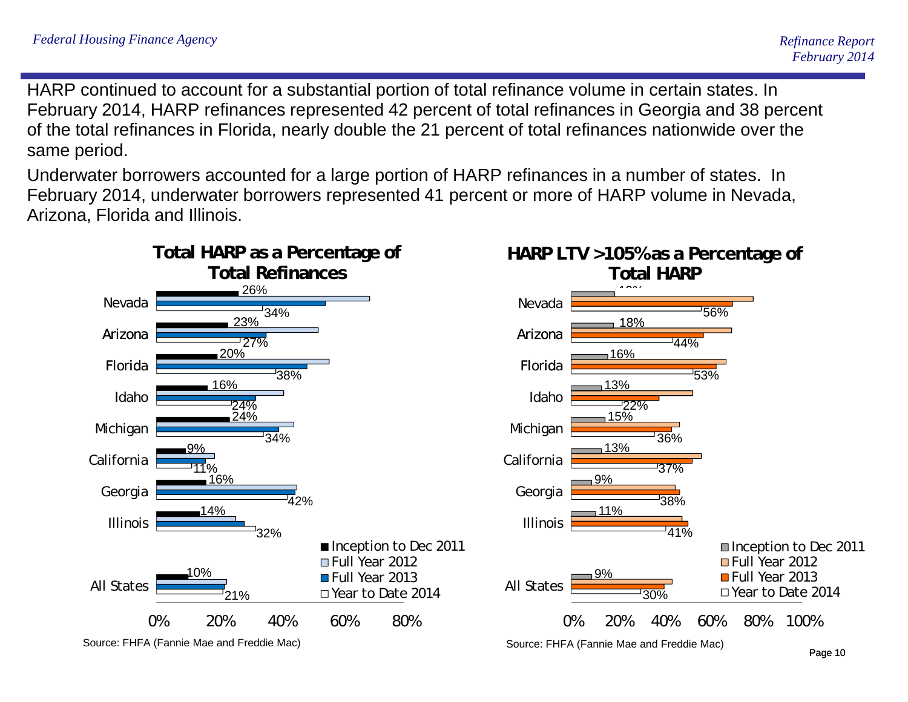HARP continued to account for a substantial portion of total refinance volume in certain states. In February 2014, HARP refinances represented 42 percent of total refinances in Georgia and 38 percent of the total refinances in Florida, nearly double the 21 percent of total refinances nationwide over the same period.

Underwater borrowers accounted for a large portion of HARP refinances in a number of states. In February 2014, underwater borrowers represented 41 percent or more of HARP volume in Nevada, Arizona, Florida and Illinois.

**Total HARP as a Percentage of Total Refinances**

| State | Inception to Dec 2011 | Year to Date 2014 |
|---|---|---|
| Nevada | 26% | 34% |
| Arizona | 23% | 27% |
| Florida | 20% | 38% |
| Idaho | 16% | 24% |
| Michigan | 24% | 34% |
| California | 9% | 11% |
| Georgia | 16% | 42% |
| Illinois | 14% | 32% |
| All States | 10% | 21% |

Source: FHFA (Fannie Mae and Freddie Mac)

**HARP LTV >105% as a Percentage of Total HARP**

| State | Inception to Dec 2011 | Year to Date 2014 |
|---|---|---|
| Nevada | 19% | 56% |
| Arizona | 18% | 44% |
| Florida | 16% | 53% |
| Idaho | 13% | 22% |
| Michigan | 15% | 36% |
| California | 13% | 37% |
| Georgia | 9% | 38% |
| Illinois | 11% | 41% |
| All States | 9% | 30% |

Source: FHFA (Fannie Mae and Freddie Mac)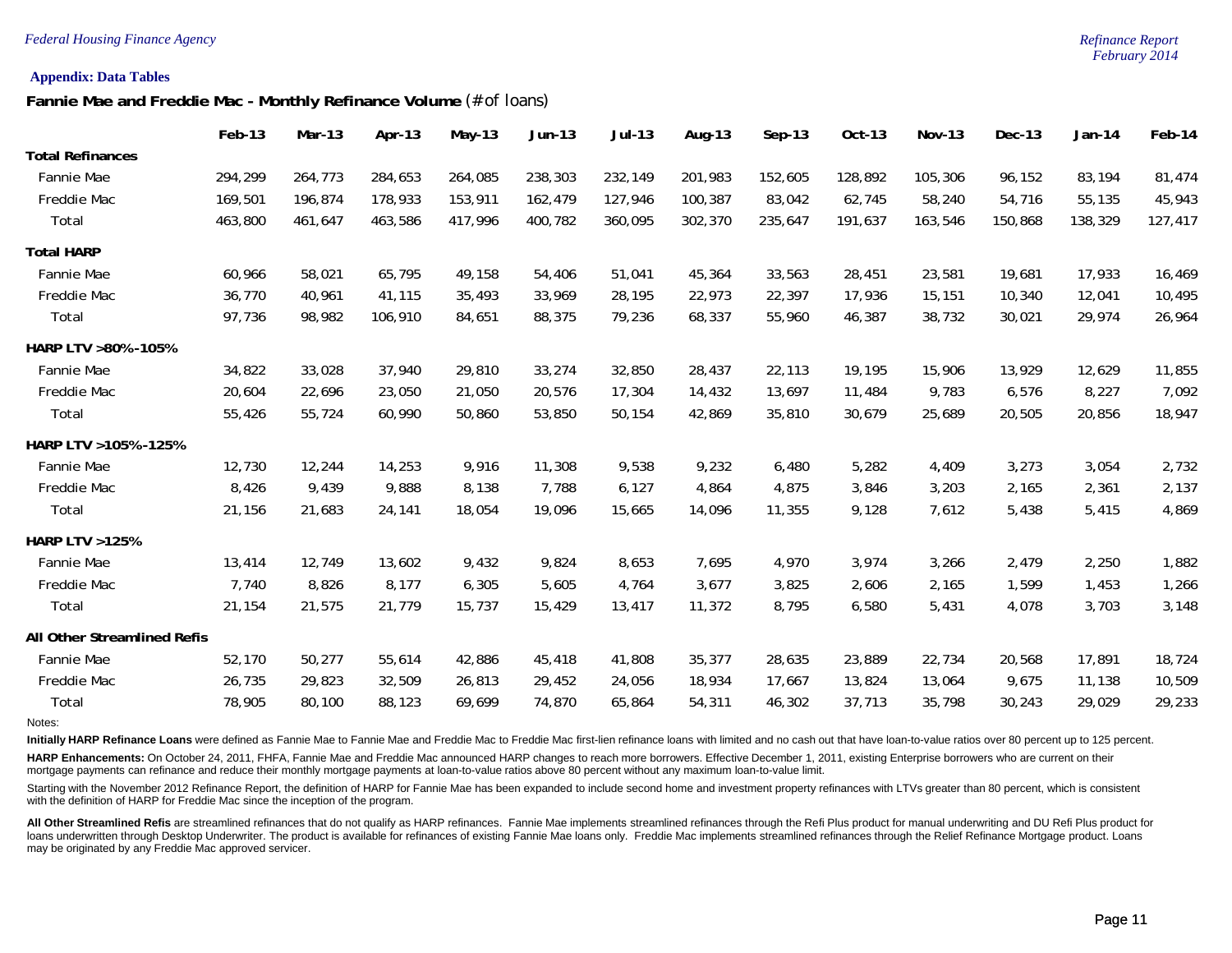**Appendix: Data Tables**

**Fannie Mae and Freddie Mac - Monthly Refinance Volume** (# of loans)

| | Feb-13 | Mar-13 | Apr-13 | May-13 | Jun-13 | Jul-13 | Aug-13 | Sep-13 | Oct-13 | Nov-13 | Dec-13 | Jan-14 | Feb-14 |
|---|---|---|---|---|---|---|---|---|---|---|---|---|---|
| **Total Refinances** | | | | | | | | | | | | | |
| Fannie Mae | 294,299 | 264,773 | 284,653 | 264,085 | 238,303 | 232,149 | 201,983 | 152,605 | 128,892 | 105,306 | 96,152 | 83,194 | 81,474 |
| Freddie Mac | 169,501 | 196,874 | 178,933 | 153,911 | 162,479 | 127,946 | 100,387 | 83,042 | 62,745 | 58,240 | 54,716 | 55,135 | 45,943 |
| Total | 463,800 | 461,647 | 463,586 | 417,996 | 400,782 | 360,095 | 302,370 | 235,647 | 191,637 | 163,546 | 150,868 | 138,329 | 127,417 |
| **Total HARP** | | | | | | | | | | | | | |
| Fannie Mae | 60,966 | 58,021 | 65,795 | 49,158 | 54,406 | 51,041 | 45,364 | 33,563 | 28,451 | 23,581 | 19,681 | 17,933 | 16,469 |
| Freddie Mac | 36,770 | 40,961 | 41,115 | 35,493 | 33,969 | 28,195 | 22,973 | 22,397 | 17,936 | 15,151 | 10,340 | 12,041 | 10,495 |
| Total | 97,736 | 98,982 | 106,910 | 84,651 | 88,375 | 79,236 | 68,337 | 55,960 | 46,387 | 38,732 | 30,021 | 29,974 | 26,964 |
| **HARP LTV >80%-105%** | | | | | | | | | | | | | |
| Fannie Mae | 34,822 | 33,028 | 37,940 | 29,810 | 33,274 | 32,850 | 28,437 | 22,113 | 19,195 | 15,906 | 13,929 | 12,629 | 11,855 |
| Freddie Mac | 20,604 | 22,696 | 23,050 | 21,050 | 20,576 | 17,304 | 14,432 | 13,697 | 11,484 | 9,783 | 6,576 | 8,227 | 7,092 |
| Total | 55,426 | 55,724 | 60,990 | 50,860 | 53,850 | 50,154 | 42,869 | 35,810 | 30,679 | 25,689 | 20,505 | 20,856 | 18,947 |
| **HARP LTV >105%-125%** | | | | | | | | | | | | | |
| Fannie Mae | 12,730 | 12,244 | 14,253 | 9,916 | 11,308 | 9,538 | 9,232 | 6,480 | 5,282 | 4,409 | 3,273 | 3,054 | 2,732 |
| Freddie Mac | 8,426 | 9,439 | 9,888 | 8,138 | 7,788 | 6,127 | 4,864 | 4,875 | 3,846 | 3,203 | 2,165 | 2,361 | 2,137 |
| Total | 21,156 | 21,683 | 24,141 | 18,054 | 19,096 | 15,665 | 14,096 | 11,355 | 9,128 | 7,612 | 5,438 | 5,415 | 4,869 |
| **HARP LTV >125%** | | | | | | | | | | | | | |
| Fannie Mae | 13,414 | 12,749 | 13,602 | 9,432 | 9,824 | 8,653 | 7,695 | 4,970 | 3,974 | 3,266 | 2,479 | 2,250 | 1,882 |
| Freddie Mac | 7,740 | 8,826 | 8,177 | 6,305 | 5,605 | 4,764 | 3,677 | 3,825 | 2,606 | 2,165 | 1,599 | 1,453 | 1,266 |
| Total | 21,154 | 21,575 | 21,779 | 15,737 | 15,429 | 13,417 | 11,372 | 8,795 | 6,580 | 5,431 | 4,078 | 3,703 | 3,148 |
| **All Other Streamlined Refis** | | | | | | | | | | | | | |
| Fannie Mae | 52,170 | 50,277 | 55,614 | 42,886 | 45,418 | 41,808 | 35,377 | 28,635 | 23,889 | 22,734 | 20,568 | 17,891 | 18,724 |
| Freddie Mac | 26,735 | 29,823 | 32,509 | 26,813 | 29,452 | 24,056 | 18,934 | 17,667 | 13,824 | 13,064 | 9,675 | 11,138 | 10,509 |
| Total | 78,905 | 80,100 | 88,123 | 69,699 | 74,870 | 65,864 | 54,311 | 46,302 | 37,713 | 35,798 | 30,243 | 29,029 | 29,233 |

Notes:

**Initially HARP Refinance Loans** were defined as Fannie Mae to Fannie Mae and Freddie Mac to Freddie Mac first-lien refinance loans with limited and no cash out that have loan-to-value ratios over 80 percent up to 125 percent.

**HARP Enhancements:** On October 24, 2011, FHFA, Fannie Mae and Freddie Mac announced HARP changes to reach more borrowers. Effective December 1, 2011, existing Enterprise borrowers who are current on their mortgage payments can refinance and reduce their monthly mortgage payments at loan-to-value ratios above 80 percent without any maximum loan-to-value limit.

Starting with the November 2012 Refinance Report, the definition of HARP for Fannie Mae has been expanded to include second home and investment property refinances with LTVs greater than 80 percent, which is consistent with the definition of HARP for Freddie Mac since the inception of the program.

**All Other Streamlined Refis** are streamlined refinances that do not qualify as HARP refinances. Fannie Mae implements streamlined refinances through the Refi Plus product for manual underwriting and DU Refi Plus product for loans underwritten through Desktop Underwriter. The product is available for refinances of existing Fannie Mae loans only. Freddie Mac implements streamlined refinances through the Relief Refinance Mortgage product. Loans may be originated by any Freddie Mac approved servicer.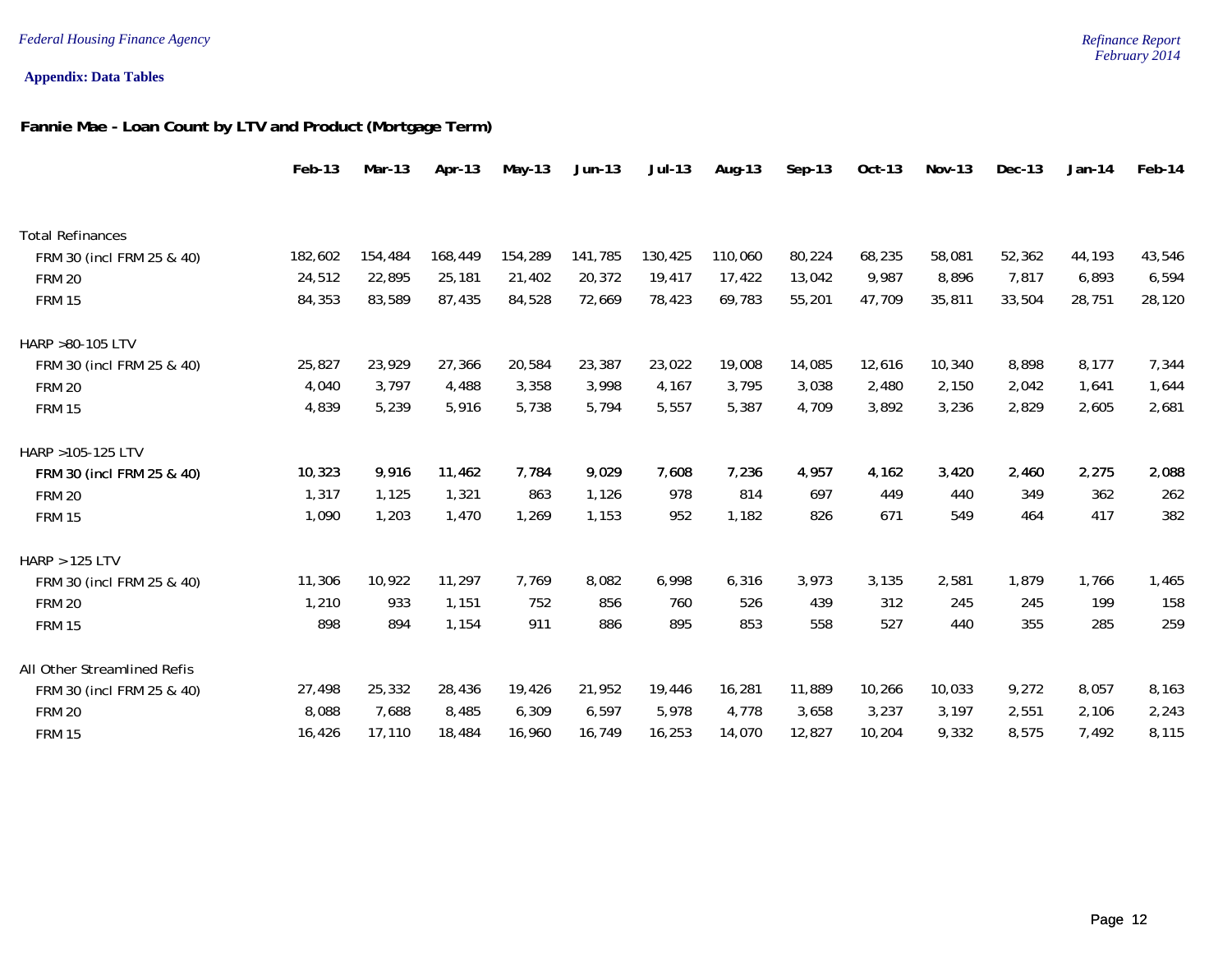**Appendix: Data Tables**

## Fannie Mae - Loan Count by LTV and Product (Mortgage Term)

| | Feb-13 | Mar-13 | Apr-13 | May-13 | Jun-13 | Jul-13 | Aug-13 | Sep-13 | Oct-13 | Nov-13 | Dec-13 | Jan-14 | Feb-14 |
|---|---|---|---|---|---|---|---|---|---|---|---|---|---|
| Total Refinances | | | | | | | | | | | | | |
| FRM 30 (incl FRM 25 & 40) | 182,602 | 154,484 | 168,449 | 154,289 | 141,785 | 130,425 | 110,060 | 80,224 | 68,235 | 58,081 | 52,362 | 44,193 | 43,546 |
| FRM 20 | 24,512 | 22,895 | 25,181 | 21,402 | 20,372 | 19,417 | 17,422 | 13,042 | 9,987 | 8,896 | 7,817 | 6,893 | 6,594 |
| FRM 15 | 84,353 | 83,589 | 87,435 | 84,528 | 72,669 | 78,423 | 69,783 | 55,201 | 47,709 | 35,811 | 33,504 | 28,751 | 28,120 |
| HARP >80-105 LTV | | | | | | | | | | | | | |
| FRM 30 (incl FRM 25 & 40) | 25,827 | 23,929 | 27,366 | 20,584 | 23,387 | 23,022 | 19,008 | 14,085 | 12,616 | 10,340 | 8,898 | 8,177 | 7,344 |
| FRM 20 | 4,040 | 3,797 | 4,488 | 3,358 | 3,998 | 4,167 | 3,795 | 3,038 | 2,480 | 2,150 | 2,042 | 1,641 | 1,644 |
| FRM 15 | 4,839 | 5,239 | 5,916 | 5,738 | 5,794 | 5,557 | 5,387 | 4,709 | 3,892 | 3,236 | 2,829 | 2,605 | 2,681 |
| HARP >105-125 LTV | | | | | | | | | | | | | |
| FRM 30 (incl FRM 25 & 40) | 10,323 | 9,916 | 11,462 | 7,784 | 9,029 | 7,608 | 7,236 | 4,957 | 4,162 | 3,420 | 2,460 | 2,275 | 2,088 |
| FRM 20 | 1,317 | 1,125 | 1,321 | 863 | 1,126 | 978 | 814 | 697 | 449 | 440 | 349 | 362 | 262 |
| FRM 15 | 1,090 | 1,203 | 1,470 | 1,269 | 1,153 | 952 | 1,182 | 826 | 671 | 549 | 464 | 417 | 382 |
| HARP > 125 LTV | | | | | | | | | | | | | |
| FRM 30 (incl FRM 25 & 40) | 11,306 | 10,922 | 11,297 | 7,769 | 8,082 | 6,998 | 6,316 | 3,973 | 3,135 | 2,581 | 1,879 | 1,766 | 1,465 |
| FRM 20 | 1,210 | 933 | 1,151 | 752 | 856 | 760 | 526 | 439 | 312 | 245 | 245 | 199 | 158 |
| FRM 15 | 898 | 894 | 1,154 | 911 | 886 | 895 | 853 | 558 | 527 | 440 | 355 | 285 | 259 |
| All Other Streamlined Refis | | | | | | | | | | | | | |
| FRM 30 (incl FRM 25 & 40) | 27,498 | 25,332 | 28,436 | 19,426 | 21,952 | 19,446 | 16,281 | 11,889 | 10,266 | 10,033 | 9,272 | 8,057 | 8,163 |
| FRM 20 | 8,088 | 7,688 | 8,485 | 6,309 | 6,597 | 5,978 | 4,778 | 3,658 | 3,237 | 3,197 | 2,551 | 2,106 | 2,243 |
| FRM 15 | 16,426 | 17,110 | 18,484 | 16,960 | 16,749 | 16,253 | 14,070 | 12,827 | 10,204 | 9,332 | 8,575 | 7,492 | 8,115 |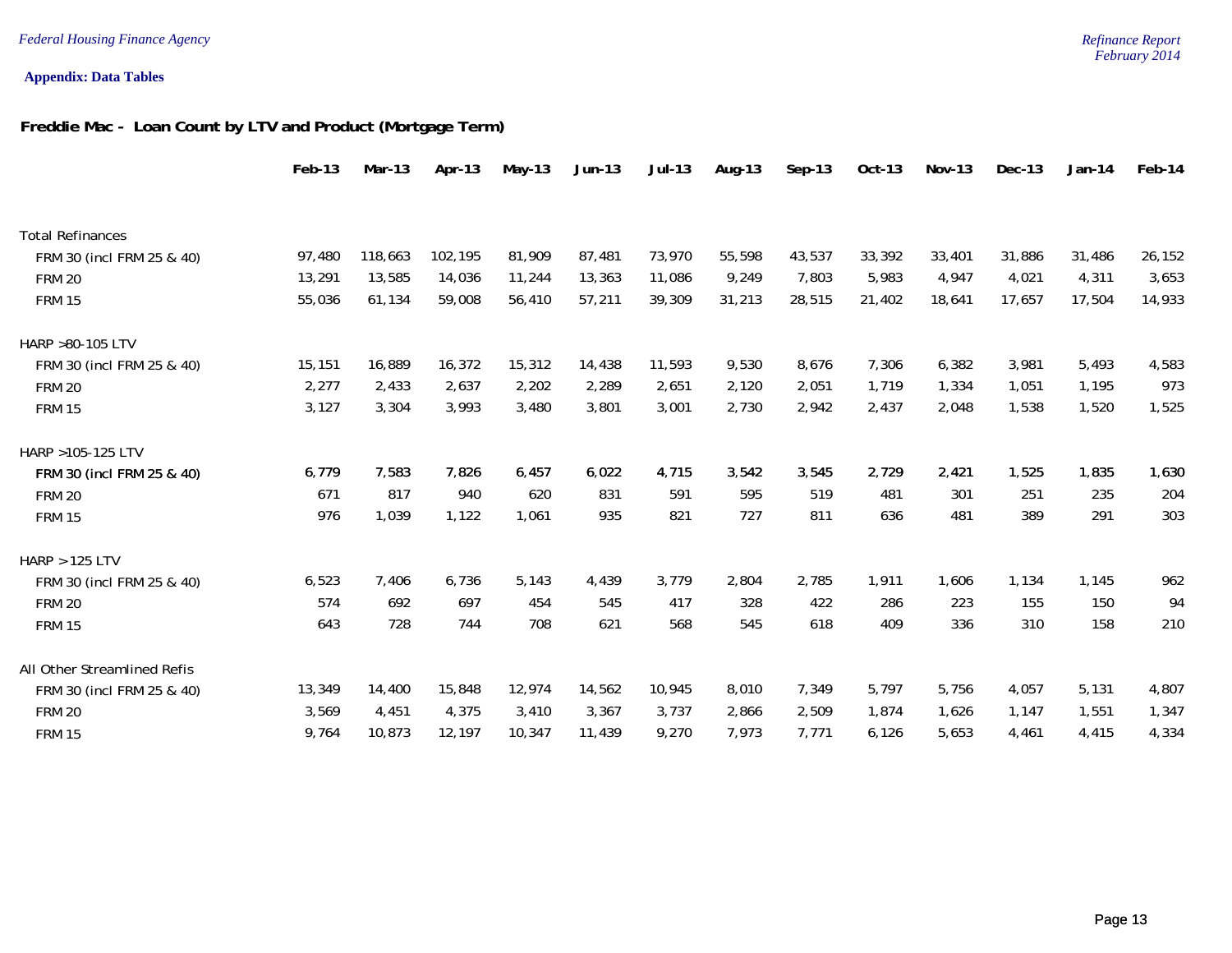**Appendix: Data Tables**

**Freddie Mac - Loan Count by LTV and Product (Mortgage Term)**

| | Feb-13 | Mar-13 | Apr-13 | May-13 | Jun-13 | Jul-13 | Aug-13 | Sep-13 | Oct-13 | Nov-13 | Dec-13 | Jan-14 | Feb-14 |
|---|---|---|---|---|---|---|---|---|---|---|---|---|---|
| Total Refinances | | | | | | | | | | | | | |
| FRM 30 (incl FRM 25 & 40) | 97,480 | 118,663 | 102,195 | 81,909 | 87,481 | 73,970 | 55,598 | 43,537 | 33,392 | 33,401 | 31,886 | 31,486 | 26,152 |
| FRM 20 | 13,291 | 13,585 | 14,036 | 11,244 | 13,363 | 11,086 | 9,249 | 7,803 | 5,983 | 4,947 | 4,021 | 4,311 | 3,653 |
| FRM 15 | 55,036 | 61,134 | 59,008 | 56,410 | 57,211 | 39,309 | 31,213 | 28,515 | 21,402 | 18,641 | 17,657 | 17,504 | 14,933 |
| HARP >80-105 LTV | | | | | | | | | | | | | |
| FRM 30 (incl FRM 25 & 40) | 15,151 | 16,889 | 16,372 | 15,312 | 14,438 | 11,593 | 9,530 | 8,676 | 7,306 | 6,382 | 3,981 | 5,493 | 4,583 |
| FRM 20 | 2,277 | 2,433 | 2,637 | 2,202 | 2,289 | 2,651 | 2,120 | 2,051 | 1,719 | 1,334 | 1,051 | 1,195 | 973 |
| FRM 15 | 3,127 | 3,304 | 3,993 | 3,480 | 3,801 | 3,001 | 2,730 | 2,942 | 2,437 | 2,048 | 1,538 | 1,520 | 1,525 |
| HARP >105-125 LTV | | | | | | | | | | | | | |
| FRM 30 (incl FRM 25 & 40) | 6,779 | 7,583 | 7,826 | 6,457 | 6,022 | 4,715 | 3,542 | 3,545 | 2,729 | 2,421 | 1,525 | 1,835 | 1,630 |
| FRM 20 | 671 | 817 | 940 | 620 | 831 | 591 | 595 | 519 | 481 | 301 | 251 | 235 | 204 |
| FRM 15 | 976 | 1,039 | 1,122 | 1,061 | 935 | 821 | 727 | 811 | 636 | 481 | 389 | 291 | 303 |
| HARP > 125 LTV | | | | | | | | | | | | | |
| FRM 30 (incl FRM 25 & 40) | 6,523 | 7,406 | 6,736 | 5,143 | 4,439 | 3,779 | 2,804 | 2,785 | 1,911 | 1,606 | 1,134 | 1,145 | 962 |
| FRM 20 | 574 | 692 | 697 | 454 | 545 | 417 | 328 | 422 | 286 | 223 | 155 | 150 | 94 |
| FRM 15 | 643 | 728 | 744 | 708 | 621 | 568 | 545 | 618 | 409 | 336 | 310 | 158 | 210 |
| All Other Streamlined Refis | | | | | | | | | | | | | |
| FRM 30 (incl FRM 25 & 40) | 13,349 | 14,400 | 15,848 | 12,974 | 14,562 | 10,945 | 8,010 | 7,349 | 5,797 | 5,756 | 4,057 | 5,131 | 4,807 |
| FRM 20 | 3,569 | 4,451 | 4,375 | 3,410 | 3,367 | 3,737 | 2,866 | 2,509 | 1,874 | 1,626 | 1,147 | 1,551 | 1,347 |
| FRM 15 | 9,764 | 10,873 | 12,197 | 10,347 | 11,439 | 9,270 | 7,973 | 7,771 | 6,126 | 5,653 | 4,461 | 4,415 | 4,334 |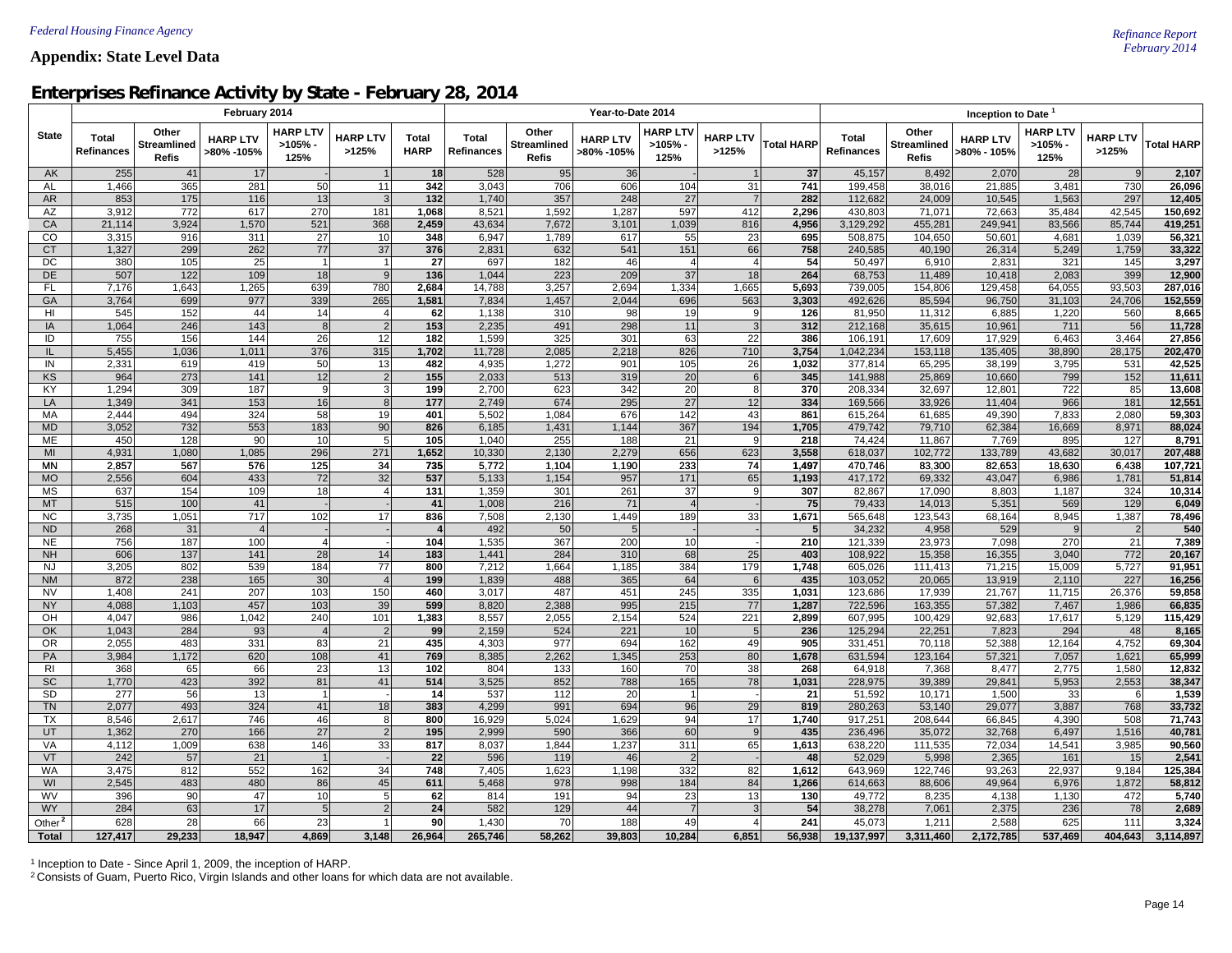## Appendix: State Level Data

# Enterprises Refinance Activity by State - February 28, 2014

| State | February 2014 | | | | | | Year-to-Date 2014 | | | | | | Inception to Date [1] | | | | | |
|---|---|---|---|---|---|---|---|---|---|---|---|---|---|---|---|---|---|---|
| | Total Refinances | Other Streamlined Refis | HARP LTV >80% -105% | HARP LTV >105% - 125% | HARP LTV >125% | Total HARP | Total Refinances | Other Streamlined Refis | HARP LTV >80% -105% | HARP LTV >105% - 125% | HARP LTV >125% | Total HARP | Total Refinances | Other Streamlined Refis | HARP LTV >80% - 105% | HARP LTV >105% - 125% | HARP LTV >125% | Total HARP |
| AK | 255 | 41 | 17 | - | 1 | 18 | 528 | 95 | 36 | - | 1 | 37 | 45,157 | 8,492 | 2,070 | 28 | 9 | 2,107 |
| AL | 1,466 | 365 | 281 | 50 | 11 | 342 | 3,043 | 706 | 606 | 104 | 31 | 741 | 199,458 | 38,016 | 21,885 | 3,481 | 730 | 26,096 |
| AR | 853 | 175 | 116 | 13 | 3 | 132 | 1,740 | 357 | 248 | 27 | 7 | 282 | 112,682 | 24,009 | 10,545 | 1,563 | 297 | 12,405 |
| AZ | 3,912 | 772 | 617 | 270 | 181 | 1,068 | 8,521 | 1,592 | 1,287 | 597 | 412 | 2,296 | 430,803 | 71,071 | 72,663 | 35,484 | 42,545 | 150,692 |
| CA | 21,114 | 3,924 | 1,570 | 521 | 368 | 2,459 | 43,634 | 7,672 | 3,101 | 1,039 | 816 | 4,956 | 3,129,292 | 455,281 | 249,941 | 83,566 | 85,744 | 419,251 |
| CO | 3,315 | 916 | 311 | 27 | 10 | 348 | 6,947 | 1,789 | 617 | 55 | 23 | 695 | 508,875 | 104,650 | 50,601 | 4,681 | 1,039 | 56,321 |
| CT | 1,327 | 299 | 262 | 77 | 37 | 376 | 2,831 | 632 | 541 | 151 | 66 | 758 | 240,585 | 40,190 | 26,314 | 5,249 | 1,759 | 33,322 |
| DC | 380 | 105 | 25 | 1 | 1 | 27 | 697 | 182 | 46 | 4 | 4 | 54 | 50,497 | 6,910 | 2,831 | 321 | 145 | 3,297 |
| DE | 507 | 122 | 109 | 18 | 9 | 136 | 1,044 | 223 | 209 | 37 | 18 | 264 | 68,753 | 11,489 | 10,418 | 2,083 | 399 | 12,900 |
| FL | 7,176 | 1,643 | 1,265 | 639 | 780 | 2,684 | 14,788 | 3,257 | 2,694 | 1,334 | 1,665 | 5,693 | 739,005 | 154,806 | 129,458 | 64,055 | 93,503 | 287,016 |
| GA | 3,764 | 699 | 977 | 339 | 265 | 1,581 | 7,834 | 1,457 | 2,044 | 696 | 563 | 3,303 | 492,626 | 85,594 | 96,750 | 31,103 | 24,706 | 152,559 |
| HI | 545 | 152 | 44 | 14 | 4 | 62 | 1,138 | 310 | 98 | 19 | 9 | 126 | 81,950 | 11,312 | 6,885 | 1,220 | 560 | 8,665 |
| IA | 1,064 | 246 | 143 | 8 | 2 | 153 | 2,235 | 491 | 298 | 11 | 3 | 312 | 212,168 | 35,615 | 10,961 | 711 | 56 | 11,728 |
| ID | 755 | 156 | 144 | 26 | 12 | 182 | 1,599 | 325 | 301 | 63 | 22 | 386 | 106,191 | 17,609 | 17,929 | 6,463 | 3,464 | 27,856 |
| IL | 5,455 | 1,036 | 1,011 | 376 | 315 | 1,702 | 11,728 | 2,085 | 2,218 | 826 | 710 | 3,754 | 1,042,234 | 153,118 | 135,405 | 38,890 | 28,175 | 202,470 |
| IN | 2,331 | 619 | 419 | 50 | 13 | 482 | 4,935 | 1,272 | 901 | 105 | 26 | 1,032 | 377,814 | 65,295 | 38,199 | 3,795 | 531 | 42,525 |
| KS | 964 | 273 | 141 | 12 | 2 | 155 | 2,033 | 513 | 319 | 20 | 6 | 345 | 141,988 | 25,869 | 10,660 | 799 | 152 | 11,611 |
| KY | 1,294 | 309 | 187 | 9 | 3 | 199 | 2,700 | 623 | 342 | 20 | 8 | 370 | 208,334 | 32,697 | 12,801 | 722 | 85 | 13,608 |
| LA | 1,349 | 341 | 153 | 16 | 8 | 177 | 2,749 | 674 | 295 | 27 | 12 | 334 | 169,566 | 33,926 | 11,404 | 966 | 181 | 12,551 |
| MA | 2,444 | 494 | 324 | 58 | 19 | 401 | 5,502 | 1,084 | 676 | 142 | 43 | 861 | 615,264 | 61,685 | 49,390 | 7,833 | 2,080 | 59,303 |
| MD | 3,052 | 732 | 553 | 183 | 90 | 826 | 6,185 | 1,431 | 1,144 | 367 | 194 | 1,705 | 479,742 | 79,710 | 62,384 | 16,669 | 8,971 | 88,024 |
| ME | 450 | 128 | 90 | 10 | 5 | 105 | 1,040 | 255 | 188 | 21 | 9 | 218 | 74,424 | 11,867 | 7,769 | 895 | 127 | 8,791 |
| MI | 4,931 | 1,080 | 1,085 | 296 | 271 | 1,652 | 10,330 | 2,130 | 2,279 | 656 | 623 | 3,558 | 618,037 | 102,772 | 133,789 | 43,682 | 30,017 | 207,488 |
| MN | 2,857 | 567 | 576 | 125 | 34 | 735 | 5,772 | 1,104 | 1,190 | 233 | 74 | 1,497 | 470,746 | 83,300 | 82,653 | 18,630 | 6,438 | 107,721 |
| MO | 2,556 | 604 | 433 | 72 | 32 | 537 | 5,133 | 1,154 | 957 | 171 | 65 | 1,193 | 417,172 | 69,332 | 43,047 | 6,986 | 1,781 | 51,814 |
| MS | 637 | 154 | 109 | 18 | 4 | 131 | 1,359 | 301 | 261 | 37 | 9 | 307 | 82,867 | 17,090 | 8,803 | 1,187 | 324 | 10,314 |
| MT | 515 | 100 | 41 | - | - | 41 | 1,008 | 216 | 71 | 4 | - | 75 | 79,433 | 14,013 | 5,351 | 569 | 129 | 6,049 |
| NC | 3,735 | 1,051 | 717 | 102 | 17 | 836 | 7,508 | 2,130 | 1,449 | 189 | 33 | 1,671 | 565,648 | 123,543 | 68,164 | 8,945 | 1,387 | 78,496 |
| ND | 268 | 31 | 4 | - | - | 4 | 492 | 50 | 5 | - | - | 5 | 34,232 | 4,958 | 529 | 9 | 2 | 540 |
| NE | 756 | 187 | 100 | 4 | - | 104 | 1,535 | 367 | 200 | 10 | - | 210 | 121,339 | 23,973 | 7,098 | 270 | 21 | 7,389 |
| NH | 606 | 137 | 141 | 28 | 14 | 183 | 1,441 | 284 | 310 | 68 | 25 | 403 | 108,922 | 15,358 | 16,355 | 3,040 | 772 | 20,167 |
| NJ | 3,205 | 802 | 539 | 184 | 77 | 800 | 7,212 | 1,664 | 1,185 | 384 | 179 | 1,748 | 605,026 | 111,413 | 71,215 | 15,009 | 5,727 | 91,951 |
| NM | 872 | 238 | 165 | 30 | 4 | 199 | 1,839 | 488 | 365 | 64 | 6 | 435 | 103,052 | 20,065 | 13,919 | 2,110 | 227 | 16,256 |
| NV | 1,408 | 241 | 207 | 103 | 150 | 460 | 3,017 | 487 | 451 | 245 | 335 | 1,031 | 123,686 | 17,939 | 21,767 | 11,715 | 26,376 | 59,858 |
| NY | 4,088 | 1,103 | 457 | 103 | 39 | 599 | 8,820 | 2,388 | 995 | 215 | 77 | 1,287 | 722,596 | 163,355 | 57,382 | 7,467 | 1,986 | 66,835 |
| OH | 4,047 | 986 | 1,042 | 240 | 101 | 1,383 | 8,557 | 2,055 | 2,154 | 524 | 221 | 2,899 | 607,995 | 100,429 | 92,683 | 17,617 | 5,129 | 115,429 |
| OK | 1,043 | 284 | 93 | 4 | 2 | 99 | 2,159 | 524 | 221 | 10 | 5 | 236 | 125,294 | 22,251 | 7,823 | 294 | 48 | 8,165 |
| OR | 2,055 | 483 | 331 | 83 | 21 | 435 | 4,303 | 977 | 694 | 162 | 49 | 905 | 331,451 | 70,118 | 52,388 | 12,164 | 4,752 | 69,304 |
| PA | 3,984 | 1,172 | 620 | 108 | 41 | 769 | 8,385 | 2,262 | 1,345 | 253 | 80 | 1,678 | 631,594 | 123,164 | 57,321 | 7,057 | 1,621 | 65,999 |
| RI | 368 | 65 | 66 | 23 | 13 | 102 | 804 | 133 | 160 | 70 | 38 | 268 | 64,918 | 7,368 | 8,477 | 2,775 | 1,580 | 12,832 |
| SC | 1,770 | 423 | 392 | 81 | 41 | 514 | 3,525 | 852 | 788 | 165 | 78 | 1,031 | 228,975 | 39,389 | 29,841 | 5,953 | 2,553 | 38,347 |
| SD | 277 | 56 | 13 | 1 | - | 14 | 537 | 112 | 20 | 1 | - | 21 | 51,592 | 10,171 | 1,500 | 33 | 6 | 1,539 |
| TN | 2,077 | 493 | 324 | 41 | 18 | 383 | 4,299 | 991 | 694 | 96 | 29 | 819 | 280,263 | 53,140 | 29,077 | 3,887 | 768 | 33,732 |
| TX | 8,546 | 2,617 | 746 | 46 | 8 | 800 | 16,929 | 5,024 | 1,629 | 94 | 17 | 1,740 | 917,251 | 208,644 | 66,845 | 4,390 | 508 | 71,743 |
| UT | 1,362 | 270 | 166 | 27 | 2 | 195 | 2,999 | 590 | 366 | 60 | 9 | 435 | 236,496 | 35,072 | 32,768 | 6,497 | 1,516 | 40,781 |
| VA | 4,112 | 1,009 | 638 | 146 | 33 | 817 | 8,037 | 1,844 | 1,237 | 311 | 65 | 1,613 | 638,220 | 111,535 | 72,034 | 14,541 | 3,985 | 90,560 |
| VT | 242 | 57 | 21 | 1 | - | 22 | 596 | 119 | 46 | 2 | - | 48 | 52,029 | 5,998 | 2,365 | 161 | 15 | 2,541 |
| WA | 3,475 | 812 | 552 | 162 | 34 | 748 | 7,405 | 1,623 | 1,198 | 332 | 82 | 1,612 | 643,969 | 122,746 | 93,263 | 22,937 | 9,184 | 125,384 |
| WI | 2,545 | 483 | 480 | 86 | 45 | 611 | 5,468 | 978 | 998 | 184 | 84 | 1,266 | 614,663 | 88,606 | 49,964 | 6,976 | 1,872 | 58,812 |
| WV | 396 | 90 | 47 | 10 | 5 | 62 | 814 | 191 | 94 | 23 | 13 | 130 | 49,772 | 8,235 | 4,138 | 1,130 | 472 | 5,740 |
| WY | 284 | 63 | 17 | 5 | 2 | 24 | 582 | 129 | 44 | 7 | 3 | 54 | 38,278 | 7,061 | 2,375 | 236 | 78 | 2,689 |
| Other [2] | 628 | 28 | 66 | 23 | 1 | 90 | 1,430 | 70 | 188 | 49 | 4 | 241 | 45,073 | 1,211 | 2,588 | 625 | 111 | 3,324 |
| **Total** | **127,417** | **29,233** | **18,947** | **4,869** | **3,148** | **26,964** | **265,746** | **58,262** | **39,803** | **10,284** | **6,851** | **56,938** | **19,137,997** | **3,311,460** | **2,172,785** | **537,469** | **404,643** | **3,114,897** |

[1] Inception to Date - Since April 1, 2009, the inception of HARP.
[2] Consists of Guam, Puerto Rico, Virgin Islands and other loans for which data are not available.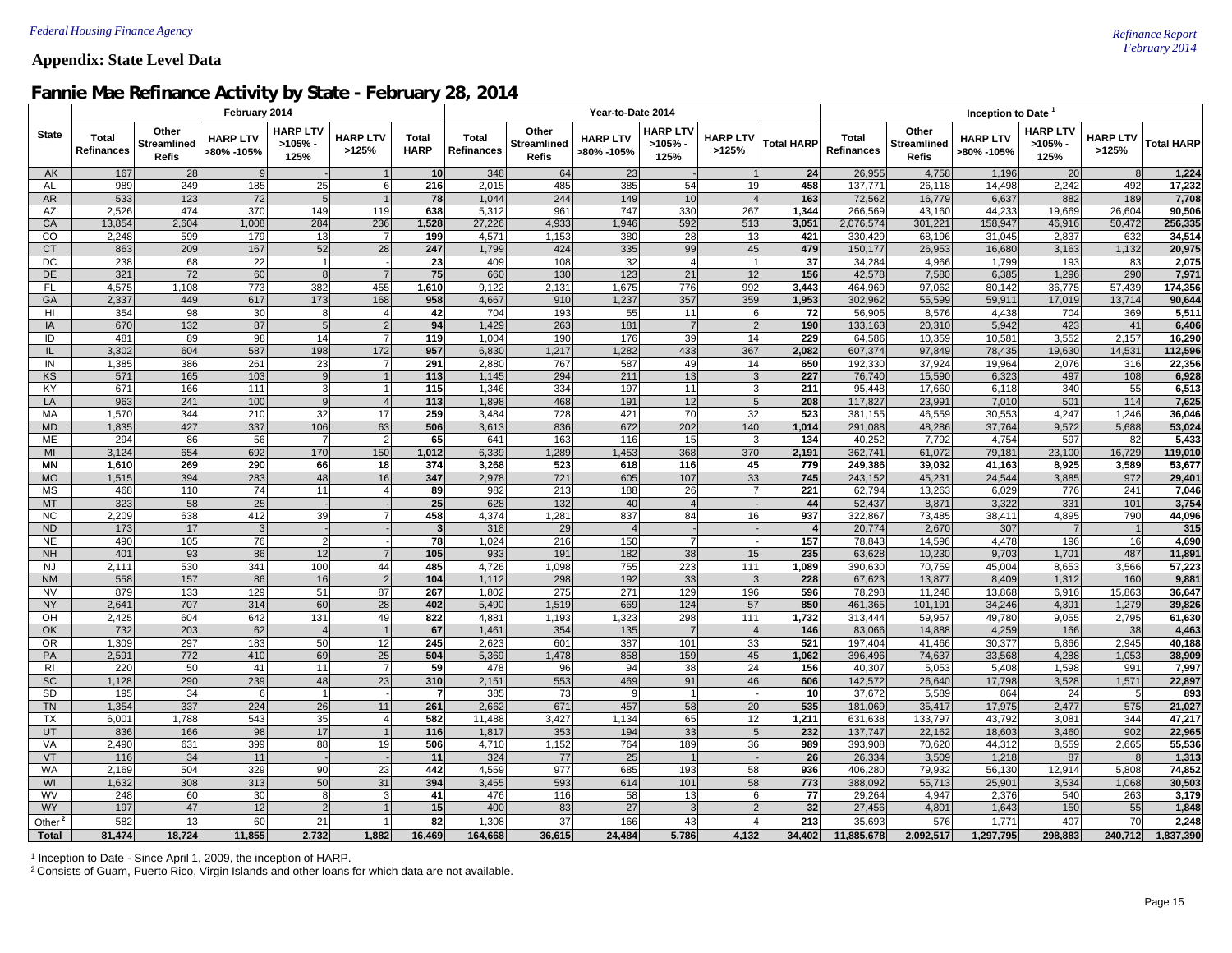## Appendix: State Level Data

## Fannie Mae Refinance Activity by State - February 28, 2014

| State | February 2014 | | | | | | Year-to-Date 2014 | | | | | | Inception to Date [1] | | | | | |
|---|---|---|---|---|---|---|---|---|---|---|---|---|---|---|---|---|---|---|
| | Total Refinances | Other Streamlined Refis | HARP LTV >80% -105% | HARP LTV >105% - 125% | HARP LTV >125% | Total HARP | Total Refinances | Other Streamlined Refis | HARP LTV >80% -105% | HARP LTV >105% - 125% | HARP LTV >125% | Total HARP | Total Refinances | Other Streamlined Refis | HARP LTV >80% -105% | HARP LTV >105% - 125% | HARP LTV >125% | Total HARP |
| AK | 167 | 28 | 9 | - | 1 | 10 | 348 | 64 | 23 | - | 1 | 24 | 26,955 | 4,758 | 1,196 | 20 | 8 | 1,224 |
| AL | 989 | 249 | 185 | 25 | 6 | 216 | 2,015 | 485 | 385 | 54 | 19 | 458 | 137,771 | 26,118 | 14,498 | 2,242 | 492 | 17,232 |
| AR | 533 | 123 | 72 | 5 | 1 | 78 | 1,044 | 244 | 149 | 10 | 4 | 163 | 72,562 | 16,779 | 6,637 | 882 | 189 | 7,708 |
| AZ | 2,526 | 474 | 370 | 149 | 119 | 638 | 5,312 | 961 | 747 | 330 | 267 | 1,344 | 266,569 | 43,160 | 44,233 | 19,669 | 26,604 | 90,506 |
| CA | 13,854 | 2,604 | 1,008 | 284 | 236 | 1,528 | 27,226 | 4,933 | 1,946 | 592 | 513 | 3,051 | 2,076,574 | 301,221 | 158,947 | 46,916 | 50,472 | 256,335 |
| CO | 2,248 | 599 | 179 | 13 | 7 | 199 | 4,571 | 1,153 | 380 | 28 | 13 | 421 | 330,429 | 68,196 | 31,045 | 2,837 | 632 | 34,514 |
| CT | 863 | 209 | 167 | 52 | 28 | 247 | 1,799 | 424 | 335 | 99 | 45 | 479 | 150,177 | 26,953 | 16,680 | 3,163 | 1,132 | 20,975 |
| DC | 238 | 68 | 22 | 1 | - | 23 | 409 | 108 | 32 | 4 | 1 | 37 | 34,284 | 4,966 | 1,799 | 193 | 83 | 2,075 |
| DE | 321 | 72 | 60 | 8 | 7 | 75 | 660 | 130 | 123 | 21 | 12 | 156 | 42,578 | 7,580 | 6,385 | 1,296 | 290 | 7,971 |
| FL | 4,575 | 1,108 | 773 | 382 | 455 | 1,610 | 9,122 | 2,131 | 1,675 | 776 | 992 | 3,443 | 464,969 | 97,062 | 80,142 | 36,775 | 57,439 | 174,356 |
| GA | 2,337 | 449 | 617 | 173 | 168 | 958 | 4,667 | 910 | 1,237 | 357 | 359 | 1,953 | 302,962 | 55,599 | 59,911 | 17,019 | 13,714 | 90,644 |
| HI | 354 | 98 | 30 | 8 | 4 | 42 | 704 | 193 | 55 | 11 | 6 | 72 | 56,905 | 8,576 | 4,438 | 704 | 369 | 5,511 |
| IA | 670 | 132 | 87 | 5 | 2 | 94 | 1,429 | 263 | 181 | 7 | 2 | 190 | 133,163 | 20,310 | 5,942 | 423 | 41 | 6,406 |
| ID | 481 | 89 | 98 | 14 | 7 | 119 | 1,004 | 190 | 176 | 39 | 14 | 229 | 64,586 | 10,359 | 10,581 | 3,552 | 2,157 | 16,290 |
| IL | 3,302 | 604 | 587 | 198 | 172 | 957 | 6,830 | 1,217 | 1,282 | 433 | 367 | 2,082 | 607,374 | 97,849 | 78,435 | 19,630 | 14,531 | 112,596 |
| IN | 1,385 | 386 | 261 | 23 | 7 | 291 | 2,880 | 767 | 587 | 49 | 14 | 650 | 192,330 | 37,924 | 19,964 | 2,076 | 316 | 22,356 |
| KS | 571 | 165 | 103 | 9 | 1 | 113 | 1,145 | 294 | 211 | 13 | 3 | 227 | 76,740 | 15,590 | 6,323 | 497 | 108 | 6,928 |
| KY | 671 | 166 | 111 | 3 | 1 | 115 | 1,346 | 334 | 197 | 11 | 3 | 211 | 95,448 | 17,660 | 6,118 | 340 | 55 | 6,513 |
| LA | 963 | 241 | 100 | 9 | 4 | 113 | 1,898 | 468 | 191 | 12 | 5 | 208 | 117,827 | 23,991 | 7,010 | 501 | 114 | 7,625 |
| MA | 1,570 | 344 | 210 | 32 | 17 | 259 | 3,484 | 728 | 421 | 70 | 32 | 523 | 381,155 | 46,559 | 30,553 | 4,247 | 1,246 | 36,046 |
| MD | 1,835 | 427 | 337 | 106 | 63 | 506 | 3,613 | 836 | 672 | 202 | 140 | 1,014 | 291,088 | 48,286 | 37,764 | 9,572 | 5,688 | 53,024 |
| ME | 294 | 86 | 56 | 7 | 2 | 65 | 641 | 163 | 116 | 15 | 3 | 134 | 40,252 | 7,792 | 4,754 | 597 | 82 | 5,433 |
| MI | 3,124 | 654 | 692 | 170 | 150 | 1,012 | 6,339 | 1,289 | 1,453 | 368 | 370 | 2,191 | 362,741 | 61,072 | 79,181 | 23,100 | 16,729 | 119,010 |
| MN | 1,610 | 269 | 290 | 66 | 18 | 374 | 3,268 | 523 | 618 | 116 | 45 | 779 | 249,386 | 39,032 | 41,163 | 8,925 | 3,589 | 53,677 |
| MO | 1,515 | 394 | 283 | 48 | 16 | 347 | 2,978 | 721 | 605 | 107 | 33 | 745 | 243,152 | 45,231 | 24,544 | 3,885 | 972 | 29,401 |
| MS | 468 | 110 | 74 | 11 | 4 | 89 | 982 | 213 | 188 | 26 | 7 | 221 | 62,794 | 13,263 | 6,029 | 776 | 241 | 7,046 |
| MT | 323 | 58 | 25 | - | - | 25 | 628 | 132 | 40 | 4 | - | 44 | 52,437 | 8,871 | 3,322 | 331 | 101 | 3,754 |
| NC | 2,209 | 638 | 412 | 39 | 7 | 458 | 4,374 | 1,281 | 837 | 84 | 16 | 937 | 322,867 | 73,485 | 38,411 | 4,895 | 790 | 44,096 |
| ND | 173 | 17 | 3 | - | - | 3 | 318 | 29 | 4 | - | - | 4 | 20,774 | 2,670 | 307 | 7 | 1 | 315 |
| NE | 490 | 105 | 76 | 2 | - | 78 | 1,024 | 216 | 150 | 7 | - | 157 | 78,843 | 14,596 | 4,478 | 196 | 16 | 4,690 |
| NH | 401 | 93 | 86 | 12 | 7 | 105 | 933 | 191 | 182 | 38 | 15 | 235 | 63,628 | 10,230 | 9,703 | 1,701 | 487 | 11,891 |
| NJ | 2,111 | 530 | 341 | 100 | 44 | 485 | 4,726 | 1,098 | 755 | 223 | 111 | 1,089 | 390,630 | 70,759 | 45,004 | 8,653 | 3,566 | 57,223 |
| NM | 558 | 157 | 86 | 16 | 2 | 104 | 1,112 | 298 | 192 | 33 | 3 | 228 | 67,623 | 13,877 | 8,409 | 1,312 | 160 | 9,881 |
| NV | 879 | 133 | 129 | 51 | 87 | 267 | 1,802 | 275 | 271 | 129 | 196 | 596 | 78,298 | 11,248 | 13,868 | 6,916 | 15,863 | 36,647 |
| NY | 2,641 | 707 | 314 | 60 | 28 | 402 | 5,490 | 1,519 | 669 | 124 | 57 | 850 | 461,365 | 101,191 | 34,246 | 4,301 | 1,279 | 39,826 |
| OH | 2,425 | 604 | 642 | 131 | 49 | 822 | 4,881 | 1,193 | 1,323 | 298 | 111 | 1,732 | 313,444 | 59,957 | 49,780 | 9,055 | 2,795 | 61,630 |
| OK | 732 | 203 | 62 | 4 | 1 | 67 | 1,461 | 354 | 135 | 7 | 4 | 146 | 83,066 | 14,888 | 4,259 | 166 | 38 | 4,463 |
| OR | 1,309 | 297 | 183 | 50 | 12 | 245 | 2,623 | 601 | 387 | 101 | 33 | 521 | 197,404 | 41,466 | 30,377 | 6,866 | 2,945 | 40,188 |
| PA | 2,591 | 772 | 410 | 69 | 25 | 504 | 5,369 | 1,478 | 858 | 159 | 45 | 1,062 | 396,496 | 74,637 | 33,568 | 4,288 | 1,053 | 38,909 |
| RI | 220 | 50 | 41 | 11 | 7 | 59 | 478 | 96 | 94 | 38 | 24 | 156 | 40,307 | 5,053 | 5,408 | 1,598 | 991 | 7,997 |
| SC | 1,128 | 290 | 239 | 48 | 23 | 310 | 2,151 | 553 | 469 | 91 | 46 | 606 | 142,572 | 26,640 | 17,798 | 3,528 | 1,571 | 22,897 |
| SD | 195 | 34 | 6 | 1 | - | 7 | 385 | 73 | 9 | 1 | - | 10 | 37,672 | 5,589 | 864 | 24 | 5 | 893 |
| TN | 1,354 | 337 | 224 | 26 | 11 | 261 | 2,662 | 671 | 457 | 58 | 20 | 535 | 181,069 | 35,417 | 17,975 | 2,477 | 575 | 21,027 |
| TX | 6,001 | 1,788 | 543 | 35 | 4 | 582 | 11,488 | 3,427 | 1,134 | 65 | 12 | 1,211 | 631,638 | 133,797 | 43,792 | 3,081 | 344 | 47,217 |
| UT | 836 | 166 | 98 | 17 | 1 | 116 | 1,817 | 353 | 194 | 33 | 5 | 232 | 137,747 | 22,162 | 18,603 | 3,460 | 902 | 22,965 |
| VA | 2,490 | 631 | 399 | 88 | 19 | 506 | 4,710 | 1,152 | 764 | 189 | 36 | 989 | 393,908 | 70,620 | 44,312 | 8,559 | 2,665 | 55,536 |
| VT | 116 | 34 | 11 | - | - | 11 | 324 | 77 | 25 | 1 | - | 26 | 26,334 | 3,509 | 1,218 | 87 | 8 | 1,313 |
| WA | 2,169 | 504 | 329 | 90 | 23 | 442 | 4,559 | 977 | 685 | 193 | 58 | 936 | 406,280 | 79,932 | 56,130 | 12,914 | 5,808 | 74,852 |
| WI | 1,632 | 308 | 313 | 50 | 31 | 394 | 3,455 | 593 | 614 | 101 | 58 | 773 | 388,092 | 55,713 | 25,901 | 3,534 | 1,068 | 30,503 |
| WV | 248 | 60 | 30 | 8 | 3 | 41 | 476 | 116 | 58 | 13 | 6 | 77 | 29,264 | 4,947 | 2,376 | 540 | 263 | 3,179 |
| WY | 197 | 47 | 12 | 2 | 1 | 15 | 400 | 83 | 27 | 3 | 2 | 32 | 27,456 | 4,801 | 1,643 | 150 | 55 | 1,848 |
| Other [2] | 582 | 13 | 60 | 21 | 1 | 82 | 1,308 | 37 | 166 | 43 | 4 | 213 | 35,693 | 576 | 1,771 | 407 | 70 | 2,248 |
| **Total** | **81,474** | **18,724** | **11,855** | **2,732** | **1,882** | **16,469** | **164,668** | **36,615** | **24,484** | **5,786** | **4,132** | **34,402** | **11,885,678** | **2,092,517** | **1,297,795** | **298,883** | **240,712** | **1,837,390** |

[1] Inception to Date - Since April 1, 2009, the inception of HARP.
[2] Consists of Guam, Puerto Rico, Virgin Islands and other loans for which data are not available.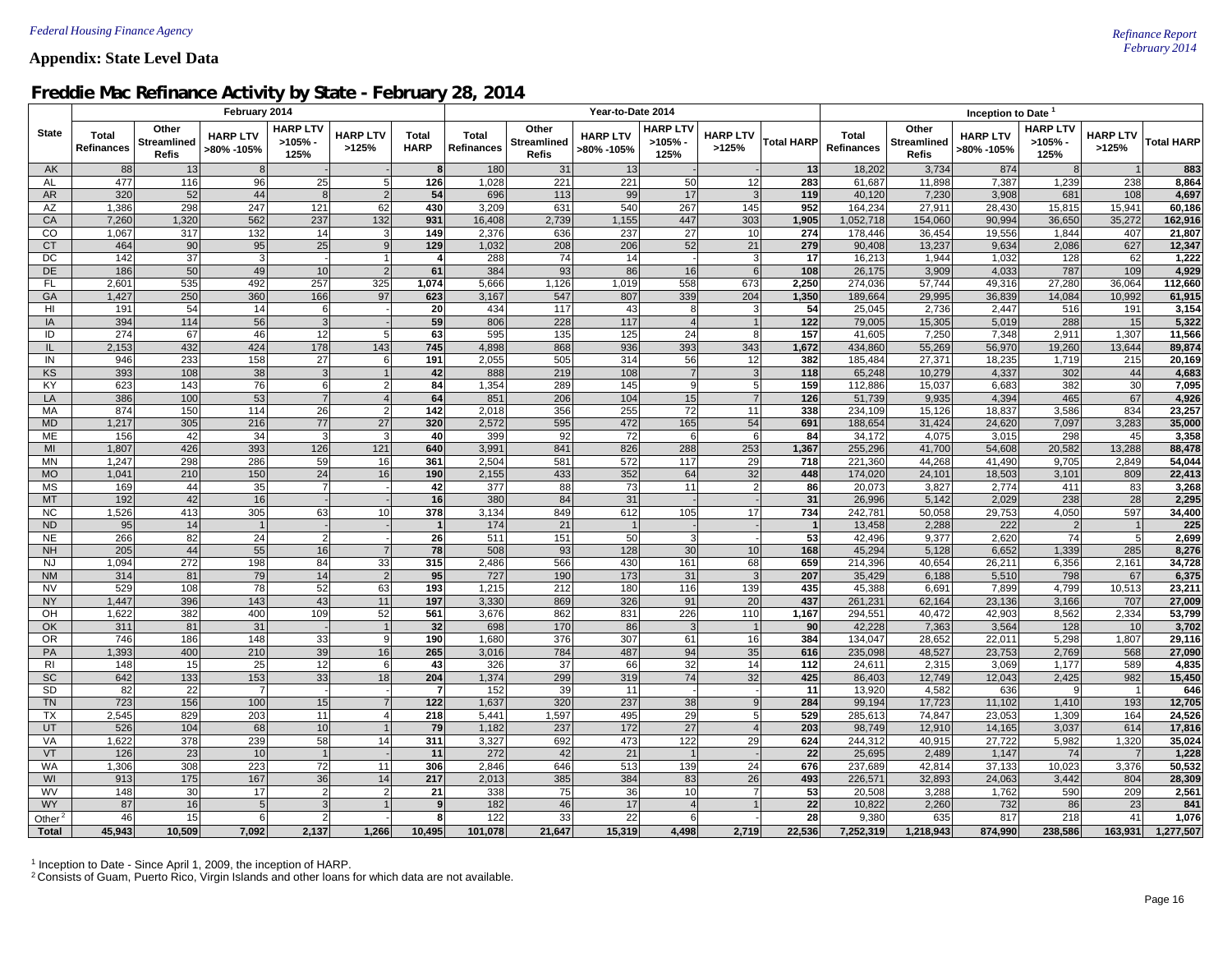## Appendix: State Level Data

# Freddie Mac Refinance Activity by State - February 28, 2014

| State | February 2014 | | | | | | Year-to-Date 2014 | | | | | | Inception to Date [1] | | | | | |
|---|---|---|---|---|---|---|---|---|---|---|---|---|---|---|---|---|---|---|
| | Total Refinances | Other Streamlined Refis | HARP LTV >80% -105% | HARP LTV >105% - 125% | HARP LTV >125% | Total HARP | Total Refinances | Other Streamlined Refis | HARP LTV >80% -105% | HARP LTV >105% - 125% | HARP LTV >125% | Total HARP | Total Refinances | Other Streamlined Refis | HARP LTV >80% -105% | HARP LTV >105% - 125% | HARP LTV >125% | Total HARP |
| AK | 88 | 13 | 8 | - | - | 8 | 180 | 31 | 13 | - | - | 13 | 18,202 | 3,734 | 874 | 8 | 1 | 883 |
| AL | 477 | 116 | 96 | 25 | 5 | 126 | 1,028 | 221 | 221 | 50 | 12 | 283 | 61,687 | 11,898 | 7,387 | 1,239 | 238 | 8,864 |
| AR | 320 | 52 | 44 | 8 | 2 | 54 | 696 | 113 | 99 | 17 | 3 | 119 | 40,120 | 7,230 | 3,908 | 681 | 108 | 4,697 |
| AZ | 1,386 | 298 | 247 | 121 | 62 | 430 | 3,209 | 631 | 540 | 267 | 145 | 952 | 164,234 | 27,911 | 28,430 | 15,815 | 15,941 | 60,186 |
| CA | 7,260 | 1,320 | 562 | 237 | 132 | 931 | 16,408 | 2,739 | 1,155 | 447 | 303 | 1,905 | 1,052,718 | 154,060 | 90,994 | 36,650 | 35,272 | 162,916 |
| CO | 1,067 | 317 | 132 | 14 | 3 | 149 | 2,376 | 636 | 237 | 27 | 10 | 274 | 178,446 | 36,454 | 19,556 | 1,844 | 407 | 21,807 |
| CT | 464 | 90 | 95 | 25 | 9 | 129 | 1,032 | 208 | 206 | 52 | 21 | 279 | 90,408 | 13,237 | 9,634 | 2,086 | 627 | 12,347 |
| DC | 142 | 37 | 3 | - | 1 | 4 | 288 | 74 | 14 | - | 3 | 17 | 16,213 | 1,944 | 1,032 | 128 | 62 | 1,222 |
| DE | 186 | 50 | 49 | 10 | 2 | 61 | 384 | 93 | 86 | 16 | 6 | 108 | 26,175 | 3,909 | 4,033 | 787 | 109 | 4,929 |
| FL | 2,601 | 535 | 492 | 257 | 325 | 1,074 | 5,666 | 1,126 | 1,019 | 558 | 673 | 2,250 | 274,036 | 57,744 | 49,316 | 27,280 | 36,064 | 112,660 |
| GA | 1,427 | 250 | 360 | 166 | 97 | 623 | 3,167 | 547 | 807 | 339 | 204 | 1,350 | 189,664 | 29,995 | 36,839 | 14,084 | 10,992 | 61,915 |
| HI | 191 | 54 | 14 | 6 | - | 20 | 434 | 117 | 43 | 8 | 3 | 54 | 25,045 | 2,736 | 2,447 | 516 | 191 | 3,154 |
| IA | 394 | 114 | 56 | 3 | - | 59 | 806 | 228 | 117 | 4 | 1 | 122 | 79,005 | 15,305 | 5,019 | 288 | 15 | 5,322 |
| ID | 274 | 67 | 46 | 12 | 5 | 63 | 595 | 135 | 125 | 24 | 8 | 157 | 41,605 | 7,250 | 7,348 | 2,911 | 1,307 | 11,566 |
| IL | 2,153 | 432 | 424 | 178 | 143 | 745 | 4,898 | 868 | 936 | 393 | 343 | 1,672 | 434,860 | 55,269 | 56,970 | 19,260 | 13,644 | 89,874 |
| IN | 946 | 233 | 158 | 27 | 6 | 191 | 2,055 | 505 | 314 | 56 | 12 | 382 | 185,484 | 27,371 | 18,235 | 1,719 | 215 | 20,169 |
| KS | 393 | 108 | 38 | 3 | 1 | 42 | 888 | 219 | 108 | 7 | 3 | 118 | 65,248 | 10,279 | 4,337 | 302 | 44 | 4,683 |
| KY | 623 | 143 | 76 | 6 | 2 | 84 | 1,354 | 289 | 145 | 9 | 5 | 159 | 112,886 | 15,037 | 6,683 | 382 | 30 | 7,095 |
| LA | 386 | 100 | 53 | 7 | 4 | 64 | 851 | 206 | 104 | 15 | 7 | 126 | 51,739 | 9,935 | 4,394 | 465 | 67 | 4,926 |
| MA | 874 | 150 | 114 | 26 | 2 | 142 | 2,018 | 356 | 255 | 72 | 11 | 338 | 234,109 | 15,126 | 18,837 | 3,586 | 834 | 23,257 |
| MD | 1,217 | 305 | 216 | 77 | 27 | 320 | 2,572 | 595 | 472 | 165 | 54 | 691 | 188,654 | 31,424 | 24,620 | 7,097 | 3,283 | 35,000 |
| ME | 156 | 42 | 34 | 3 | 3 | 40 | 399 | 92 | 72 | 6 | 6 | 84 | 34,172 | 4,075 | 3,015 | 298 | 45 | 3,358 |
| MI | 1,807 | 426 | 393 | 126 | 121 | 640 | 3,991 | 841 | 826 | 288 | 253 | 1,367 | 255,296 | 41,700 | 54,608 | 20,582 | 13,288 | 88,478 |
| MN | 1,247 | 298 | 286 | 59 | 16 | 361 | 2,504 | 581 | 572 | 117 | 29 | 718 | 221,360 | 44,268 | 41,490 | 9,705 | 2,849 | 54,044 |
| MO | 1,041 | 210 | 150 | 24 | 16 | 190 | 2,155 | 433 | 352 | 64 | 32 | 448 | 174,020 | 24,101 | 18,503 | 3,101 | 809 | 22,413 |
| MS | 169 | 44 | 35 | 7 | - | 42 | 377 | 88 | 73 | 11 | 2 | 86 | 20,073 | 3,827 | 2,774 | 411 | 83 | 3,268 |
| MT | 192 | 42 | 16 | - | - | 16 | 380 | 84 | 31 | - | - | 31 | 26,996 | 5,142 | 2,029 | 238 | 28 | 2,295 |
| NC | 1,526 | 413 | 305 | 63 | 10 | 378 | 3,134 | 849 | 612 | 105 | 17 | 734 | 242,781 | 50,058 | 29,753 | 4,050 | 597 | 34,400 |
| ND | 95 | 14 | 1 | - | - | 1 | 174 | 21 | 1 | - | - | 1 | 13,458 | 2,288 | 222 | 2 | 1 | 225 |
| NE | 266 | 82 | 24 | 2 | - | 26 | 511 | 151 | 50 | 3 | - | 53 | 42,496 | 9,377 | 2,620 | 74 | 5 | 2,699 |
| NH | 205 | 44 | 55 | 16 | 7 | 78 | 508 | 93 | 128 | 30 | 10 | 168 | 45,294 | 5,128 | 6,652 | 1,339 | 285 | 8,276 |
| NJ | 1,094 | 272 | 198 | 84 | 33 | 315 | 2,486 | 566 | 430 | 161 | 68 | 659 | 214,396 | 40,654 | 26,211 | 6,356 | 2,161 | 34,728 |
| NM | 314 | 81 | 79 | 14 | 2 | 95 | 727 | 190 | 173 | 31 | 3 | 207 | 35,429 | 6,188 | 5,510 | 798 | 67 | 6,375 |
| NV | 529 | 108 | 78 | 52 | 63 | 193 | 1,215 | 212 | 180 | 116 | 139 | 435 | 45,388 | 6,691 | 7,899 | 4,799 | 10,513 | 23,211 |
| NY | 1,447 | 396 | 143 | 43 | 11 | 197 | 3,330 | 869 | 326 | 91 | 20 | 437 | 261,231 | 62,164 | 23,136 | 3,166 | 707 | 27,009 |
| OH | 1,622 | 382 | 400 | 109 | 52 | 561 | 3,676 | 862 | 831 | 226 | 110 | 1,167 | 294,551 | 40,472 | 42,903 | 8,562 | 2,334 | 53,799 |
| OK | 311 | 81 | 31 | - | 1 | 32 | 698 | 170 | 86 | 3 | 1 | 90 | 42,228 | 7,363 | 3,564 | 128 | 10 | 3,702 |
| OR | 746 | 186 | 148 | 33 | 9 | 190 | 1,680 | 376 | 307 | 61 | 16 | 384 | 134,047 | 28,652 | 22,011 | 5,298 | 1,807 | 29,116 |
| PA | 1,393 | 400 | 210 | 39 | 16 | 265 | 3,016 | 784 | 487 | 94 | 35 | 616 | 235,098 | 48,527 | 23,753 | 2,769 | 568 | 27,090 |
| RI | 148 | 15 | 25 | 12 | 6 | 43 | 326 | 37 | 66 | 32 | 14 | 112 | 24,611 | 2,315 | 3,069 | 1,177 | 589 | 4,835 |
| SC | 642 | 133 | 153 | 33 | 18 | 204 | 1,374 | 299 | 319 | 74 | 32 | 425 | 86,403 | 12,749 | 12,043 | 2,425 | 982 | 15,450 |
| SD | 82 | 22 | 7 | - | - | 7 | 152 | 39 | 11 | - | - | 11 | 13,920 | 4,582 | 636 | 9 | 1 | 646 |
| TN | 723 | 156 | 100 | 15 | 7 | 122 | 1,637 | 320 | 237 | 38 | 9 | 284 | 99,194 | 17,723 | 11,102 | 1,410 | 193 | 12,705 |
| TX | 2,545 | 829 | 203 | 11 | 4 | 218 | 5,441 | 1,597 | 495 | 29 | 5 | 529 | 285,613 | 74,847 | 23,053 | 1,309 | 164 | 24,526 |
| UT | 526 | 104 | 68 | 10 | 1 | 79 | 1,182 | 237 | 172 | 27 | 4 | 203 | 98,749 | 12,910 | 14,165 | 3,037 | 614 | 17,816 |
| VA | 1,622 | 378 | 239 | 58 | 14 | 311 | 3,327 | 692 | 473 | 122 | 29 | 624 | 244,312 | 40,915 | 27,722 | 5,982 | 1,320 | 35,024 |
| VT | 126 | 23 | 10 | 1 | - | 11 | 272 | 42 | 21 | 1 | - | 22 | 25,695 | 2,489 | 1,147 | 74 | 7 | 1,228 |
| WA | 1,306 | 308 | 223 | 72 | 11 | 306 | 2,846 | 646 | 513 | 139 | 24 | 676 | 237,689 | 42,814 | 37,133 | 10,023 | 3,376 | 50,532 |
| WI | 913 | 175 | 167 | 36 | 14 | 217 | 2,013 | 385 | 384 | 83 | 26 | 493 | 226,571 | 32,893 | 24,063 | 3,442 | 804 | 28,309 |
| WV | 148 | 30 | 17 | 2 | 2 | 21 | 338 | 75 | 36 | 10 | 7 | 53 | 20,508 | 3,288 | 1,762 | 590 | 209 | 2,561 |
| WY | 87 | 16 | 5 | 3 | 1 | 9 | 182 | 46 | 17 | 4 | 1 | 22 | 10,822 | 2,260 | 732 | 86 | 23 | 841 |
| Other [2] | 46 | 15 | 6 | 2 | - | 8 | 122 | 33 | 22 | 6 | - | 28 | 9,380 | 635 | 817 | 218 | 41 | 1,076 |
| **Total** | **45,943** | **10,509** | **7,092** | **2,137** | **1,266** | **10,495** | **101,078** | **21,647** | **15,319** | **4,498** | **2,719** | **22,536** | **7,252,319** | **1,218,943** | **874,990** | **238,586** | **163,931** | **1,277,507** |

[1] Inception to Date - Since April 1, 2009, the inception of HARP.
[2] Consists of Guam, Puerto Rico, Virgin Islands and other loans for which data are not available.